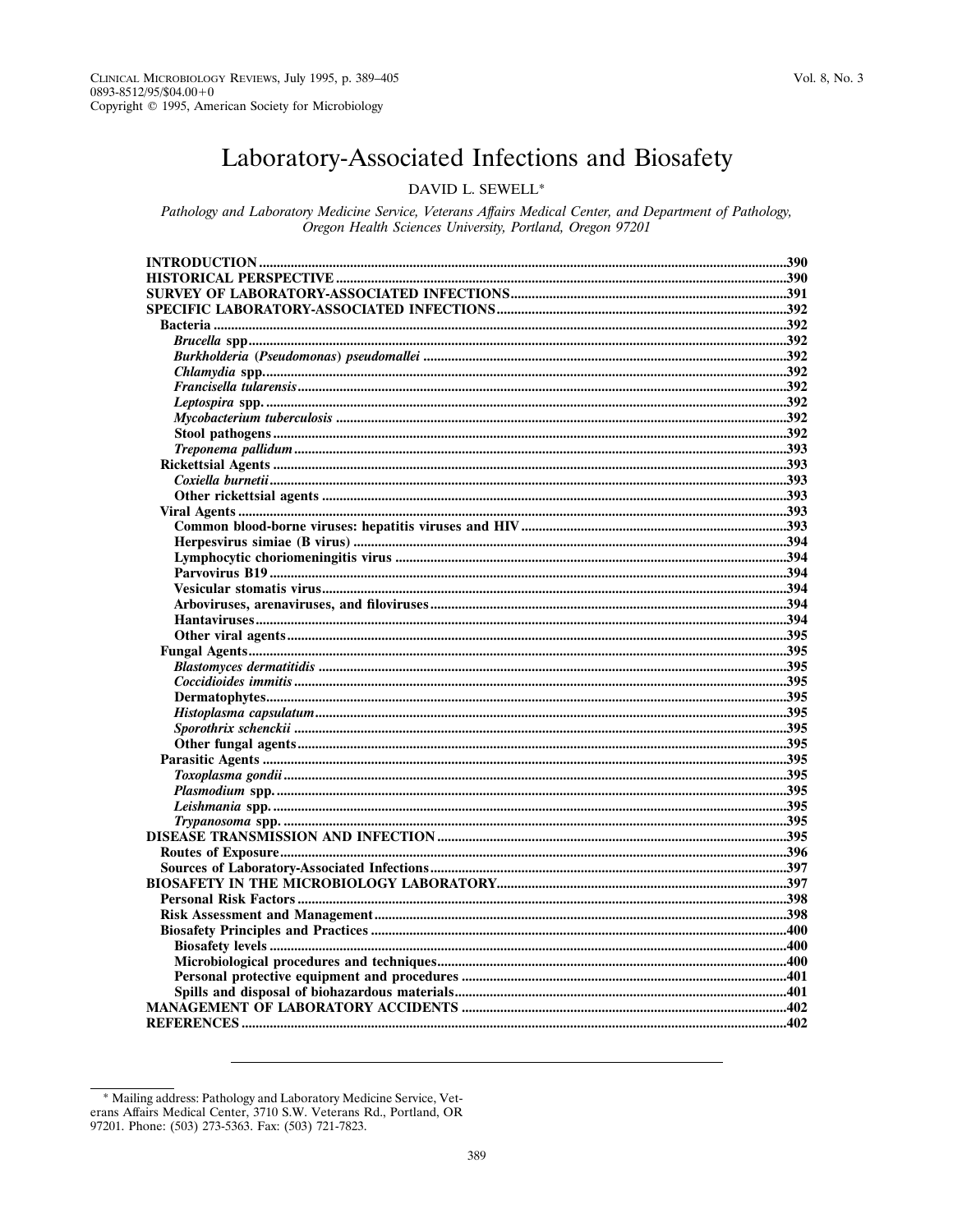CLINICAL MICROBIOLOGY REVIEWS, July 1995, p. 389–405
0893-8512/95/$04.00+0
Copyright © 1995, American Society for Microbiology

# Laboratory-Associated Infections and Biosafety

DAVID L. SEWELL*

*Pathology and Laboratory Medicine Service, Veterans Affairs Medical Center, and Department of Pathology, Oregon Health Sciences University, Portland, Oregon 97201*

| | |
|---|---|
| **INTRODUCTION** | 390 |
| **HISTORICAL PERSPECTIVE** | 390 |
| **SURVEY OF LABORATORY-ASSOCIATED INFECTIONS** | 391 |
| **SPECIFIC LABORATORY-ASSOCIATED INFECTIONS** | 392 |
| **Bacteria** | 392 |
| ***Brucella* spp** | 392 |
| ***Burkholderia* (*Pseudomonas*) *pseudomallei*** | 392 |
| ***Chlamydia* spp.** | 392 |
| ***Francisella tularensis*** | 392 |
| ***Leptospira* spp.** | 392 |
| ***Mycobacterium tuberculosis*** | 392 |
| **Stool pathogens** | 392 |
| ***Treponema pallidum*** | 393 |
| **Rickettsial Agents** | 393 |
| ***Coxiella burnetii*** | 393 |
| **Other rickettsial agents** | 393 |
| **Viral Agents** | 393 |
| **Common blood-borne viruses: hepatitis viruses and HIV** | 393 |
| **Herpesvirus simiae (B virus)** | 394 |
| **Lymphocytic choriomeningitis virus** | 394 |
| **Parvovirus B19** | 394 |
| **Vesicular stomatis virus** | 394 |
| **Arboviruses, arenaviruses, and filoviruses** | 394 |
| **Hantaviruses** | 394 |
| **Other viral agents** | 395 |
| **Fungal Agents** | 395 |
| ***Blastomyces dermatitidis*** | 395 |
| ***Coccidioides immitis*** | 395 |
| **Dermatophytes** | 395 |
| ***Histoplasma capsulatum*** | 395 |
| ***Sporothrix schenckii*** | 395 |
| **Other fungal agents** | 395 |
| **Parasitic Agents** | 395 |
| ***Toxoplasma gondii*** | 395 |
| ***Plasmodium* spp.** | 395 |
| ***Leishmania* spp.** | 395 |
| ***Trypanosoma* spp.** | 395 |
| **DISEASE TRANSMISSION AND INFECTION** | 395 |
| **Routes of Exposure** | 396 |
| **Sources of Laboratory-Associated Infections** | 397 |
| **BIOSAFETY IN THE MICROBIOLOGY LABORATORY** | 397 |
| **Personal Risk Factors** | 398 |
| **Risk Assessment and Management** | 398 |
| **Biosafety Principles and Practices** | 400 |
| **Biosafety levels** | 400 |
| **Microbiological procedures and techniques** | 400 |
| **Personal protective equipment and procedures** | 401 |
| **Spills and disposal of biohazardous materials** | 401 |
| **MANAGEMENT OF LABORATORY ACCIDENTS** | 402 |
| **REFERENCES** | 402 |

\* Mailing address: Pathology and Laboratory Medicine Service, Veterans Affairs Medical Center, 3710 S.W. Veterans Rd., Portland, OR 97201. Phone: (503) 273-5363. Fax: (503) 721-7823.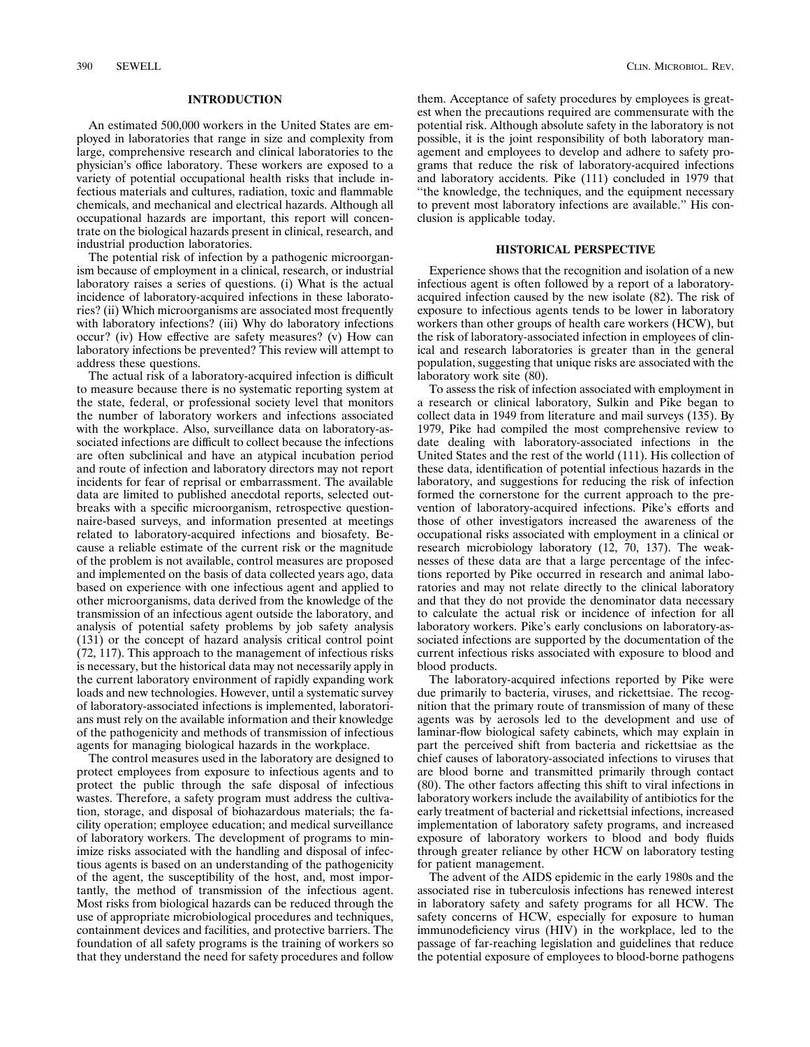## INTRODUCTION

An estimated 500,000 workers in the United States are employed in laboratories that range in size and complexity from large, comprehensive research and clinical laboratories to the physician's office laboratory. These workers are exposed to a variety of potential occupational health risks that include infectious materials and cultures, radiation, toxic and flammable chemicals, and mechanical and electrical hazards. Although all occupational hazards are important, this report will concentrate on the biological hazards present in clinical, research, and industrial production laboratories.

The potential risk of infection by a pathogenic microorganism because of employment in a clinical, research, or industrial laboratory raises a series of questions. (i) What is the actual incidence of laboratory-acquired infections in these laboratories? (ii) Which microorganisms are associated most frequently with laboratory infections? (iii) Why do laboratory infections occur? (iv) How effective are safety measures? (v) How can laboratory infections be prevented? This review will attempt to address these questions.

The actual risk of a laboratory-acquired infection is difficult to measure because there is no systematic reporting system at the state, federal, or professional society level that monitors the number of laboratory workers and infections associated with the workplace. Also, surveillance data on laboratory-associated infections are difficult to collect because the infections are often subclinical and have an atypical incubation period and route of infection and laboratory directors may not report incidents for fear of reprisal or embarrassment. The available data are limited to published anecdotal reports, selected outbreaks with a specific microorganism, retrospective questionnaire-based surveys, and information presented at meetings related to laboratory-acquired infections and biosafety. Because a reliable estimate of the current risk or the magnitude of the problem is not available, control measures are proposed and implemented on the basis of data collected years ago, data based on experience with one infectious agent and applied to other microorganisms, data derived from the knowledge of the transmission of an infectious agent outside the laboratory, and analysis of potential safety problems by job safety analysis (131) or the concept of hazard analysis critical control point (72, 117). This approach to the management of infectious risks is necessary, but the historical data may not necessarily apply in the current laboratory environment of rapidly expanding work loads and new technologies. However, until a systematic survey of laboratory-associated infections is implemented, laboratorians must rely on the available information and their knowledge of the pathogenicity and methods of transmission of infectious agents for managing biological hazards in the workplace.

The control measures used in the laboratory are designed to protect employees from exposure to infectious agents and to protect the public through the safe disposal of infectious wastes. Therefore, a safety program must address the cultivation, storage, and disposal of biohazardous materials; the facility operation; employee education; and medical surveillance of laboratory workers. The development of programs to minimize risks associated with the handling and disposal of infectious agents is based on an understanding of the pathogenicity of the agent, the susceptibility of the host, and, most importantly, the method of transmission of the infectious agent. Most risks from biological hazards can be reduced through the use of appropriate microbiological procedures and techniques, containment devices and facilities, and protective barriers. The foundation of all safety programs is the training of workers so that they understand the need for safety procedures and follow them. Acceptance of safety procedures by employees is greatest when the precautions required are commensurate with the potential risk. Although absolute safety in the laboratory is not possible, it is the joint responsibility of both laboratory management and employees to develop and adhere to safety programs that reduce the risk of laboratory-acquired infections and laboratory accidents. Pike (111) concluded in 1979 that "the knowledge, the techniques, and the equipment necessary to prevent most laboratory infections are available." His conclusion is applicable today.

## HISTORICAL PERSPECTIVE

Experience shows that the recognition and isolation of a new infectious agent is often followed by a report of a laboratory-acquired infection caused by the new isolate (82). The risk of exposure to infectious agents tends to be lower in laboratory workers than other groups of health care workers (HCW), but the risk of laboratory-associated infection in employees of clinical and research laboratories is greater than in the general population, suggesting that unique risks are associated with the laboratory work site (80).

To assess the risk of infection associated with employment in a research or clinical laboratory, Sulkin and Pike began to collect data in 1949 from literature and mail surveys (135). By 1979, Pike had compiled the most comprehensive review to date dealing with laboratory-associated infections in the United States and the rest of the world (111). His collection of these data, identification of potential infectious hazards in the laboratory, and suggestions for reducing the risk of infection formed the cornerstone for the current approach to the prevention of laboratory-acquired infections. Pike's efforts and those of other investigators increased the awareness of the occupational risks associated with employment in a clinical or research microbiology laboratory (12, 70, 137). The weaknesses of these data are that a large percentage of the infections reported by Pike occurred in research and animal laboratories and may not relate directly to the clinical laboratory and that they do not provide the denominator data necessary to calculate the actual risk or incidence of infection for all laboratory workers. Pike's early conclusions on laboratory-associated infections are supported by the documentation of the current infectious risks associated with exposure to blood and blood products.

The laboratory-acquired infections reported by Pike were due primarily to bacteria, viruses, and rickettsiae. The recognition that the primary route of transmission of many of these agents was by aerosols led to the development and use of laminar-flow biological safety cabinets, which may explain in part the perceived shift from bacteria and rickettsiae as the chief causes of laboratory-associated infections to viruses that are blood borne and transmitted primarily through contact (80). The other factors affecting this shift to viral infections in laboratory workers include the availability of antibiotics for the early treatment of bacterial and rickettsial infections, increased implementation of laboratory safety programs, and increased exposure of laboratory workers to blood and body fluids through greater reliance by other HCW on laboratory testing for patient management.

The advent of the AIDS epidemic in the early 1980s and the associated rise in tuberculosis infections has renewed interest in laboratory safety and safety programs for all HCW. The safety concerns of HCW, especially for exposure to human immunodeficiency virus (HIV) in the workplace, led to the passage of far-reaching legislation and guidelines that reduce the potential exposure of employees to blood-borne pathogens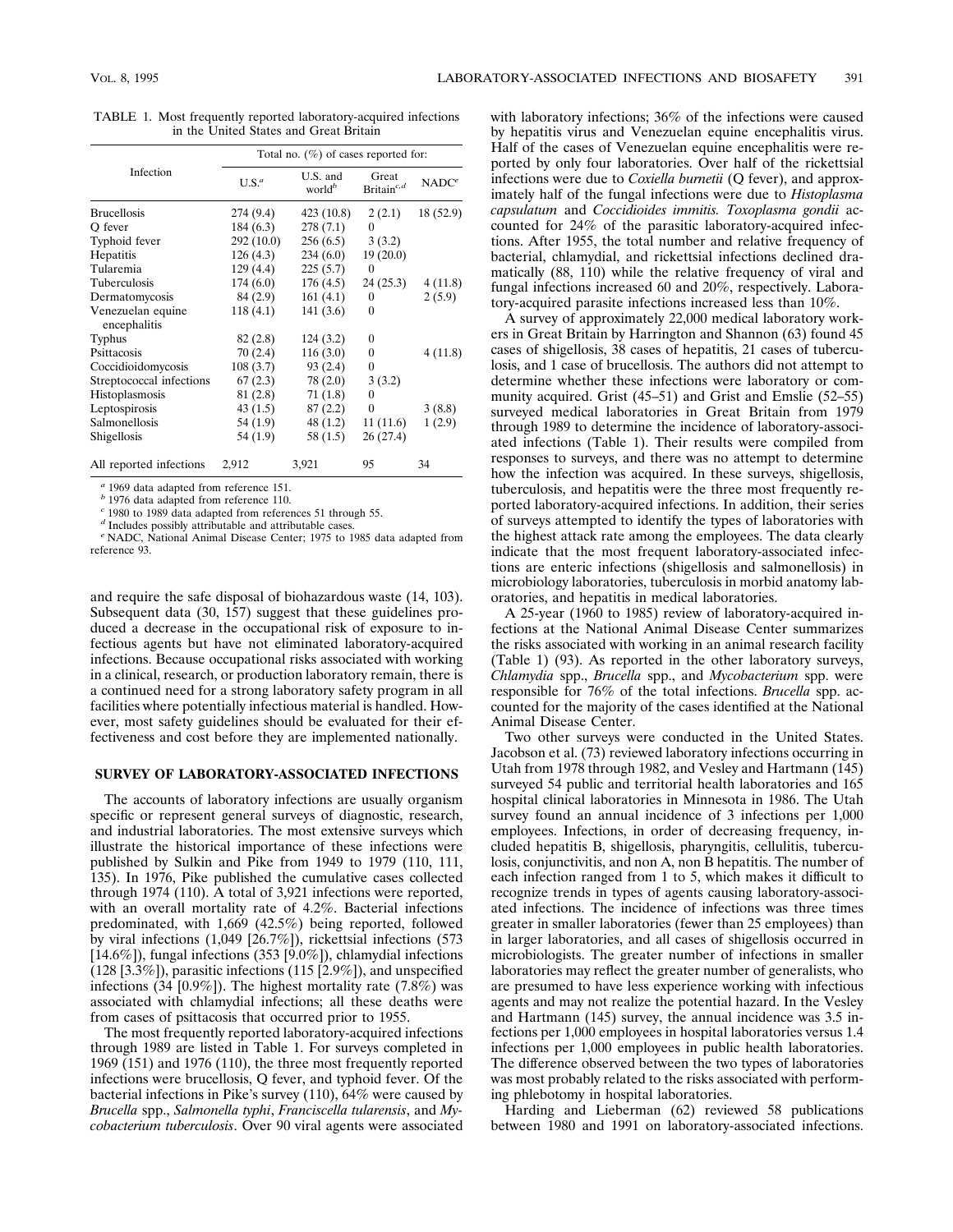TABLE 1. Most frequently reported laboratory-acquired infections in the United States and Great Britain

| Infection | Total no. (%) of cases reported for: | | | |
|---|---|---|---|---|
| | U.S.[a] | U.S. and world[b] | Great Britain[c,d] | NADC[e] |
| Brucellosis | 274 (9.4) | 423 (10.8) | 2 (2.1) | 18 (52.9) |
| Q fever | 184 (6.3) | 278 (7.1) | 0 | |
| Typhoid fever | 292 (10.0) | 256 (6.5) | 3 (3.2) | |
| Hepatitis | 126 (4.3) | 234 (6.0) | 19 (20.0) | |
| Tularemia | 129 (4.4) | 225 (5.7) | 0 | |
| Tuberculosis | 174 (6.0) | 176 (4.5) | 24 (25.3) | 4 (11.8) |
| Dermatomycosis | 84 (2.9) | 161 (4.1) | 0 | 2 (5.9) |
| Venezuelan equine encephalitis | 118 (4.1) | 141 (3.6) | 0 | |
| Typhus | 82 (2.8) | 124 (3.2) | 0 | |
| Psittacosis | 70 (2.4) | 116 (3.0) | 0 | 4 (11.8) |
| Coccidioidomycosis | 108 (3.7) | 93 (2.4) | 0 | |
| Streptococcal infections | 67 (2.3) | 78 (2.0) | 3 (3.2) | |
| Histoplasmosis | 81 (2.8) | 71 (1.8) | 0 | |
| Leptospirosis | 43 (1.5) | 87 (2.2) | 0 | 3 (8.8) |
| Salmonellosis | 54 (1.9) | 48 (1.2) | 11 (11.6) | 1 (2.9) |
| Shigellosis | 54 (1.9) | 58 (1.5) | 26 (27.4) | |
| All reported infections | 2,912 | 3,921 | 95 | 34 |

[a] 1969 data adapted from reference 151.
[b] 1976 data adapted from reference 110.
[c] 1980 to 1989 data adapted from references 51 through 55.
[d] Includes possibly attributable and attributable cases.
[e] NADC, National Animal Disease Center; 1975 to 1985 data adapted from reference 93.

and require the safe disposal of biohazardous waste (14, 103). Subsequent data (30, 157) suggest that these guidelines produced a decrease in the occupational risk of exposure to infectious agents but have not eliminated laboratory-acquired infections. Because occupational risks associated with working in a clinical, research, or production laboratory remain, there is a continued need for a strong laboratory safety program in all facilities where potentially infectious material is handled. However, most safety guidelines should be evaluated for their effectiveness and cost before they are implemented nationally.

## SURVEY OF LABORATORY-ASSOCIATED INFECTIONS

The accounts of laboratory infections are usually organism specific or represent general surveys of diagnostic, research, and industrial laboratories. The most extensive surveys which illustrate the historical importance of these infections were published by Sulkin and Pike from 1949 to 1979 (110, 111, 135). In 1976, Pike published the cumulative cases collected through 1974 (110). A total of 3,921 infections were reported, with an overall mortality rate of 4.2%. Bacterial infections predominated, with 1,669 (42.5%) being reported, followed by viral infections (1,049 [26.7%]), rickettsial infections (573 [14.6%]), fungal infections (353 [9.0%]), chlamydial infections (128 [3.3%]), parasitic infections (115 [2.9%]), and unspecified infections (34 [0.9%]). The highest mortality rate (7.8%) was associated with chlamydial infections; all these deaths were from cases of psittacosis that occurred prior to 1955.

The most frequently reported laboratory-acquired infections through 1989 are listed in Table 1. For surveys completed in 1969 (151) and 1976 (110), the three most frequently reported infections were brucellosis, Q fever, and typhoid fever. Of the bacterial infections in Pike's survey (110), 64% were caused by *Brucella* spp., *Salmonella typhi*, *Franciscella tularensis*, and *Mycobacterium tuberculosis*. Over 90 viral agents were associated with laboratory infections; 36% of the infections were caused by hepatitis virus and Venezuelan equine encephalitis virus. Half of the cases of Venezuelan equine encephalitis were reported by only four laboratories. Over half of the rickettsial infections were due to *Coxiella burnetii* (Q fever), and approximately half of the fungal infections were due to *Histoplasma capsulatum* and *Coccidioides immitis*. *Toxoplasma gondii* accounted for 24% of the parasitic laboratory-acquired infections. After 1955, the total number and relative frequency of bacterial, chlamydial, and rickettsial infections declined dramatically (88, 110) while the relative frequency of viral and fungal infections increased 60 and 20%, respectively. Laboratory-acquired parasite infections increased less than 10%.

A survey of approximately 22,000 medical laboratory workers in Great Britain by Harrington and Shannon (63) found 45 cases of shigellosis, 38 cases of hepatitis, 21 cases of tuberculosis, and 1 case of brucellosis. The authors did not attempt to determine whether these infections were laboratory or community acquired. Grist (45–51) and Grist and Emslie (52–55) surveyed medical laboratories in Great Britain from 1979 through 1989 to determine the incidence of laboratory-associated infections (Table 1). Their results were compiled from responses to surveys, and there was no attempt to determine how the infection was acquired. In these surveys, shigellosis, tuberculosis, and hepatitis were the three most frequently reported laboratory-acquired infections. In addition, their series of surveys attempted to identify the types of laboratories with the highest attack rate among the employees. The data clearly indicate that the most frequent laboratory-associated infections are enteric infections (shigellosis and salmonellosis) in microbiology laboratories, tuberculosis in morbid anatomy laboratories, and hepatitis in medical laboratories.

A 25-year (1960 to 1985) review of laboratory-acquired infections at the National Animal Disease Center summarizes the risks associated with working in an animal research facility (Table 1) (93). As reported in the other laboratory surveys, *Chlamydia* spp., *Brucella* spp., and *Mycobacterium* spp. were responsible for 76% of the total infections. *Brucella* spp. accounted for the majority of the cases identified at the National Animal Disease Center.

Two other surveys were conducted in the United States. Jacobson et al. (73) reviewed laboratory infections occurring in Utah from 1978 through 1982, and Vesley and Hartmann (145) surveyed 54 public and territorial health laboratories and 165 hospital clinical laboratories in Minnesota in 1986. The Utah survey found an annual incidence of 3 infections per 1,000 employees. Infections, in order of decreasing frequency, included hepatitis B, shigellosis, pharyngitis, cellulitis, tuberculosis, conjunctivitis, and non A, non B hepatitis. The number of each infection ranged from 1 to 5, which makes it difficult to recognize trends in types of agents causing laboratory-associated infections. The incidence of infections was three times greater in smaller laboratories (fewer than 25 employees) than in larger laboratories, and all cases of shigellosis occurred in microbiologists. The greater number of infections in smaller laboratories may reflect the greater number of generalists, who are presumed to have less experience working with infectious agents and may not realize the potential hazard. In the Vesley and Hartmann (145) survey, the annual incidence was 3.5 infections per 1,000 employees in hospital laboratories versus 1.4 infections per 1,000 employees in public health laboratories. The difference observed between the two types of laboratories was most probably related to the risks associated with performing phlebotomy in hospital laboratories.

Harding and Lieberman (62) reviewed 58 publications between 1980 and 1991 on laboratory-associated infections.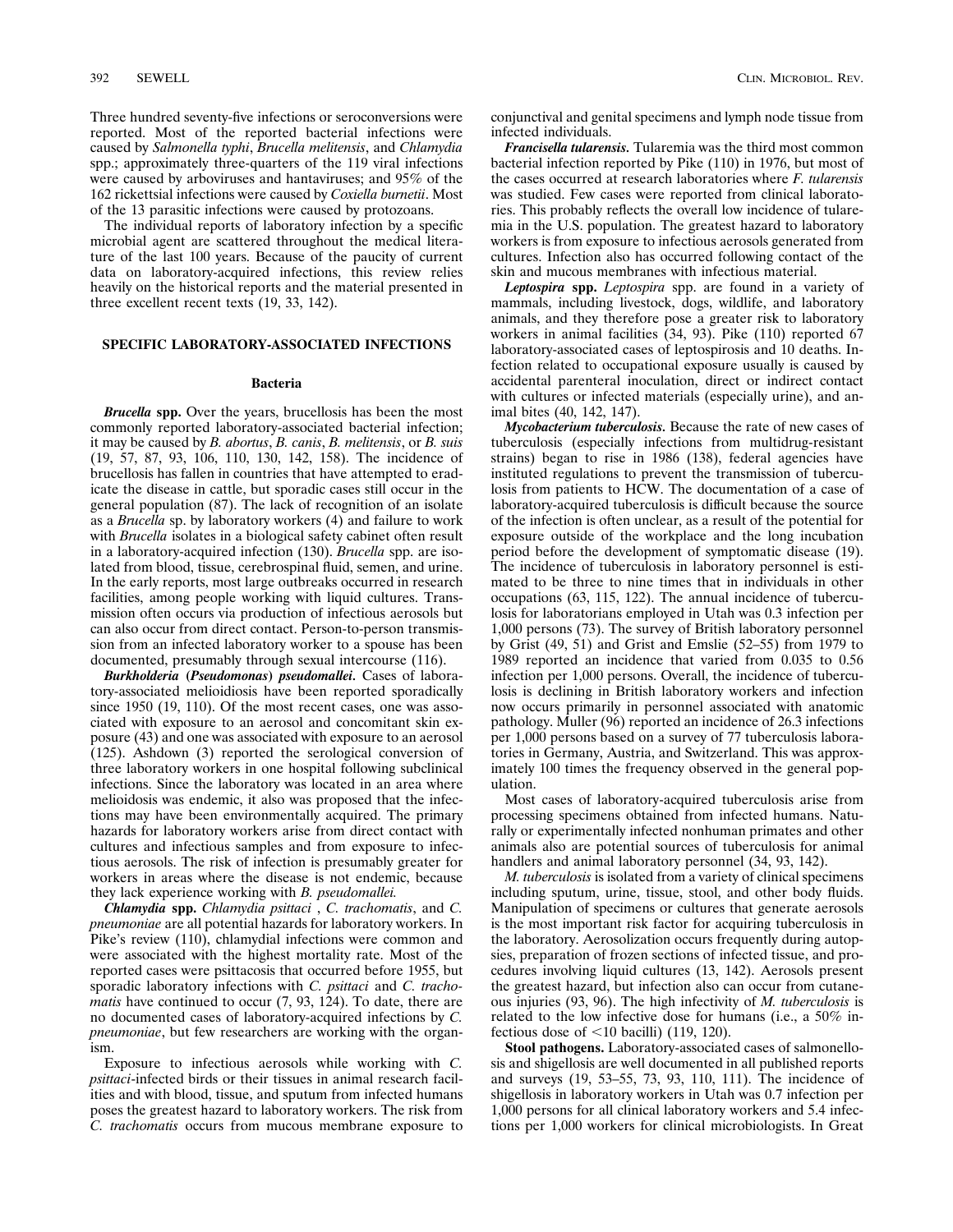Three hundred seventy-five infections or seroconversions were reported. Most of the reported bacterial infections were caused by *Salmonella typhi*, *Brucella melitensis*, and *Chlamydia* spp.; approximately three-quarters of the 119 viral infections were caused by arboviruses and hantaviruses; and 95% of the 162 rickettsial infections were caused by *Coxiella burnetii*. Most of the 13 parasitic infections were caused by protozoans.

The individual reports of laboratory infection by a specific microbial agent are scattered throughout the medical literature of the last 100 years. Because of the paucity of current data on laboratory-acquired infections, this review relies heavily on the historical reports and the material presented in three excellent recent texts (19, 33, 142).

## SPECIFIC LABORATORY-ASSOCIATED INFECTIONS

### Bacteria

***Brucella* spp.** Over the years, brucellosis has been the most commonly reported laboratory-associated bacterial infection; it may be caused by *B. abortus*, *B. canis*, *B. melitensis*, or *B. suis* (19, 57, 87, 93, 106, 110, 130, 142, 158). The incidence of brucellosis has fallen in countries that have attempted to eradicate the disease in cattle, but sporadic cases still occur in the general population (87). The lack of recognition of an isolate as a *Brucella* sp. by laboratory workers (4) and failure to work with *Brucella* isolates in a biological safety cabinet often result in a laboratory-acquired infection (130). *Brucella* spp. are isolated from blood, tissue, cerebrospinal fluid, semen, and urine. In the early reports, most large outbreaks occurred in research facilities, among people working with liquid cultures. Transmission often occurs via production of infectious aerosols but can also occur from direct contact. Person-to-person transmission from an infected laboratory worker to a spouse has been documented, presumably through sexual intercourse (116).

***Burkholderia* (*Pseudomonas*) *pseudomallei*.** Cases of laboratory-associated melioidiosis have been reported sporadically since 1950 (19, 110). Of the most recent cases, one was associated with exposure to an aerosol and concomitant skin exposure (43) and one was associated with exposure to an aerosol (125). Ashdown (3) reported the serological conversion of three laboratory workers in one hospital following subclinical infections. Since the laboratory was located in an area where melioidosis was endemic, it also was proposed that the infections may have been environmentally acquired. The primary hazards for laboratory workers arise from direct contact with cultures and infectious samples and from exposure to infectious aerosols. The risk of infection is presumably greater for workers in areas where the disease is not endemic, because they lack experience working with *B. pseudomallei.*

***Chlamydia* spp.** *Chlamydia psittaci* , *C. trachomatis*, and *C. pneumoniae* are all potential hazards for laboratory workers. In Pike's review (110), chlamydial infections were common and were associated with the highest mortality rate. Most of the reported cases were psittacosis that occurred before 1955, but sporadic laboratory infections with *C. psittaci* and *C. trachomatis* have continued to occur (7, 93, 124). To date, there are no documented cases of laboratory-acquired infections by *C. pneumoniae*, but few researchers are working with the organism.

Exposure to infectious aerosols while working with *C. psittaci*-infected birds or their tissues in animal research facilities and with blood, tissue, and sputum from infected humans poses the greatest hazard to laboratory workers. The risk from *C. trachomatis* occurs from mucous membrane exposure to conjunctival and genital specimens and lymph node tissue from infected individuals.

***Francisella tularensis*.** Tularemia was the third most common bacterial infection reported by Pike (110) in 1976, but most of the cases occurred at research laboratories where *F. tularensis* was studied. Few cases were reported from clinical laboratories. This probably reflects the overall low incidence of tularemia in the U.S. population. The greatest hazard to laboratory workers is from exposure to infectious aerosols generated from cultures. Infection also has occurred following contact of the skin and mucous membranes with infectious material.

***Leptospira* spp.** *Leptospira* spp. are found in a variety of mammals, including livestock, dogs, wildlife, and laboratory animals, and they therefore pose a greater risk to laboratory workers in animal facilities (34, 93). Pike (110) reported 67 laboratory-associated cases of leptospirosis and 10 deaths. Infection related to occupational exposure usually is caused by accidental parenteral inoculation, direct or indirect contact with cultures or infected materials (especially urine), and animal bites (40, 142, 147).

***Mycobacterium tuberculosis*.** Because the rate of new cases of tuberculosis (especially infections from multidrug-resistant strains) began to rise in 1986 (138), federal agencies have instituted regulations to prevent the transmission of tuberculosis from patients to HCW. The documentation of a case of laboratory-acquired tuberculosis is difficult because the source of the infection is often unclear, as a result of the potential for exposure outside of the workplace and the long incubation period before the development of symptomatic disease (19). The incidence of tuberculosis in laboratory personnel is estimated to be three to nine times that in individuals in other occupations (63, 115, 122). The annual incidence of tuberculosis for laboratorians employed in Utah was 0.3 infection per 1,000 persons (73). The survey of British laboratory personnel by Grist (49, 51) and Grist and Emslie (52–55) from 1979 to 1989 reported an incidence that varied from 0.035 to 0.56 infection per 1,000 persons. Overall, the incidence of tuberculosis is declining in British laboratory workers and infection now occurs primarily in personnel associated with anatomic pathology. Muller (96) reported an incidence of 26.3 infections per 1,000 persons based on a survey of 77 tuberculosis laboratories in Germany, Austria, and Switzerland. This was approximately 100 times the frequency observed in the general population.

Most cases of laboratory-acquired tuberculosis arise from processing specimens obtained from infected humans. Naturally or experimentally infected nonhuman primates and other animals also are potential sources of tuberculosis for animal handlers and animal laboratory personnel (34, 93, 142).

*M. tuberculosis* is isolated from a variety of clinical specimens including sputum, urine, tissue, stool, and other body fluids. Manipulation of specimens or cultures that generate aerosols is the most important risk factor for acquiring tuberculosis in the laboratory. Aerosolization occurs frequently during autopsies, preparation of frozen sections of infected tissue, and procedures involving liquid cultures (13, 142). Aerosols present the greatest hazard, but infection also can occur from cutaneous injuries (93, 96). The high infectivity of *M. tuberculosis* is related to the low infective dose for humans (i.e., a 50% infectious dose of <10 bacilli) (119, 120).

**Stool pathogens.** Laboratory-associated cases of salmonellosis and shigellosis are well documented in all published reports and surveys (19, 53–55, 73, 93, 110, 111). The incidence of shigellosis in laboratory workers in Utah was 0.7 infection per 1,000 persons for all clinical laboratory workers and 5.4 infections per 1,000 workers for clinical microbiologists. In Great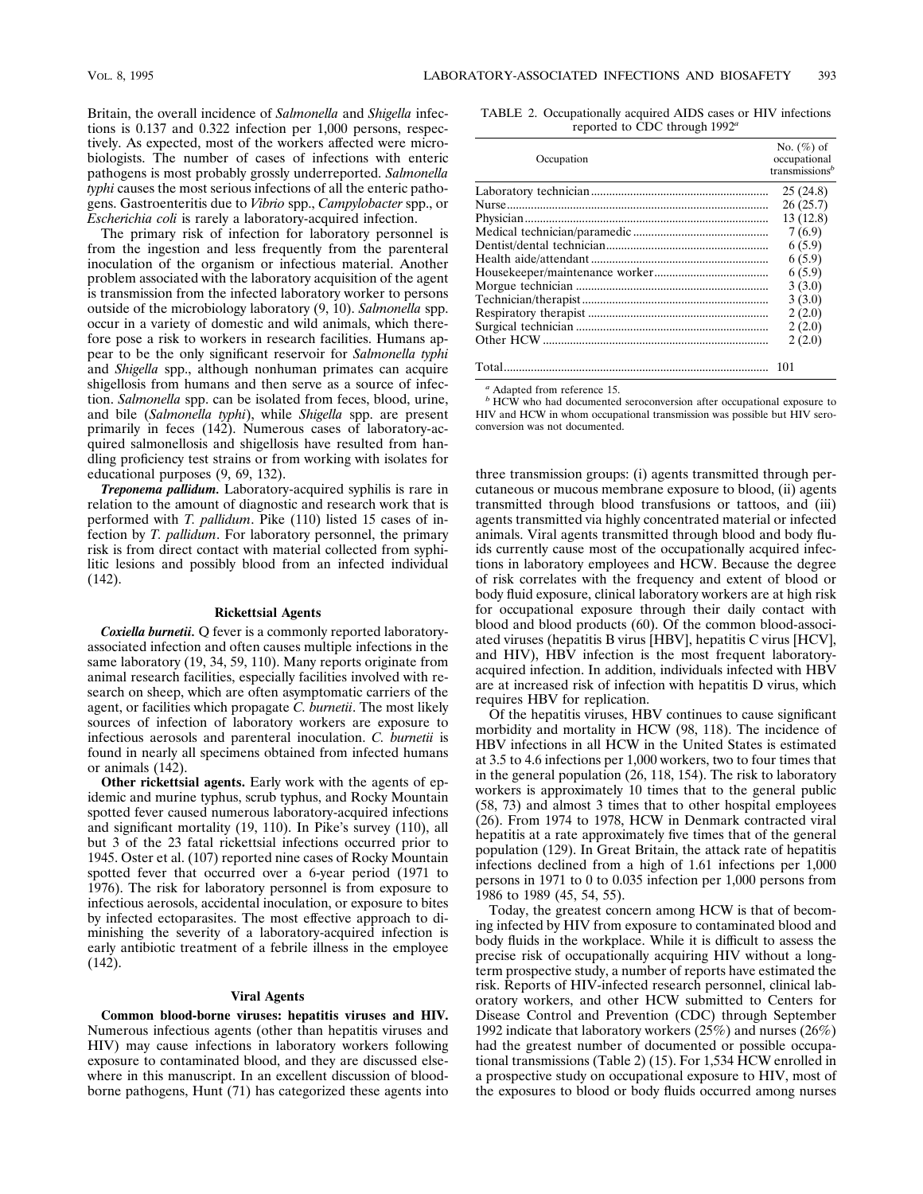Britain, the overall incidence of *Salmonella* and *Shigella* infections is 0.137 and 0.322 infection per 1,000 persons, respectively. As expected, most of the workers affected were microbiologists. The number of cases of infections with enteric pathogens is most probably grossly underreported. *Salmonella typhi* causes the most serious infections of all the enteric pathogens. Gastroenteritis due to *Vibrio* spp., *Campylobacter* spp., or *Escherichia coli* is rarely a laboratory-acquired infection.

The primary risk of infection for laboratory personnel is from the ingestion and less frequently from the parenteral inoculation of the organism or infectious material. Another problem associated with the laboratory acquisition of the agent is transmission from the infected laboratory worker to persons outside of the microbiology laboratory (9, 10). *Salmonella* spp. occur in a variety of domestic and wild animals, which therefore pose a risk to workers in research facilities. Humans appear to be the only significant reservoir for *Salmonella typhi* and *Shigella* spp., although nonhuman primates can acquire shigellosis from humans and then serve as a source of infection. *Salmonella* spp. can be isolated from feces, blood, urine, and bile (*Salmonella typhi*), while *Shigella* spp. are present primarily in feces (142). Numerous cases of laboratory-acquired salmonellosis and shigellosis have resulted from handling proficiency test strains or from working with isolates for educational purposes (9, 69, 132).

***Treponema pallidum.*** Laboratory-acquired syphilis is rare in relation to the amount of diagnostic and research work that is performed with *T. pallidum*. Pike (110) listed 15 cases of infection by *T. pallidum*. For laboratory personnel, the primary risk is from direct contact with material collected from syphilitic lesions and possibly blood from an infected individual (142).

### Rickettsial Agents

***Coxiella burnetii.*** Q fever is a commonly reported laboratory-associated infection and often causes multiple infections in the same laboratory (19, 34, 59, 110). Many reports originate from animal research facilities, especially facilities involved with research on sheep, which are often asymptomatic carriers of the agent, or facilities which propagate *C. burnetii*. The most likely sources of infection of laboratory workers are exposure to infectious aerosols and parenteral inoculation. *C. burnetii* is found in nearly all specimens obtained from infected humans or animals (142).

**Other rickettsial agents.** Early work with the agents of epidemic and murine typhus, scrub typhus, and Rocky Mountain spotted fever caused numerous laboratory-acquired infections and significant mortality (19, 110). In Pike's survey (110), all but 3 of the 23 fatal rickettsial infections occurred prior to 1945. Oster et al. (107) reported nine cases of Rocky Mountain spotted fever that occurred over a 6-year period (1971 to 1976). The risk for laboratory personnel is from exposure to infectious aerosols, accidental inoculation, or exposure to bites by infected ectoparasites. The most effective approach to diminishing the severity of a laboratory-acquired infection is early antibiotic treatment of a febrile illness in the employee (142).

### Viral Agents

**Common blood-borne viruses: hepatitis viruses and HIV.** Numerous infectious agents (other than hepatitis viruses and HIV) may cause infections in laboratory workers following exposure to contaminated blood, and they are discussed elsewhere in this manuscript. In an excellent discussion of blood-borne pathogens, Hunt (71) has categorized these agents into three transmission groups: (i) agents transmitted through percutaneous or mucous membrane exposure to blood, (ii) agents transmitted through blood transfusions or tattoos, and (iii) agents transmitted via highly concentrated material or infected animals. Viral agents transmitted through blood and body fluids currently cause most of the occupationally acquired infections in laboratory employees and HCW. Because the degree of risk correlates with the frequency and extent of blood or body fluid exposure, clinical laboratory workers are at high risk for occupational exposure through their daily contact with blood and blood products (60). Of the common blood-associated viruses (hepatitis B virus [HBV], hepatitis C virus [HCV], and HIV), HBV infection is the most frequent laboratory-acquired infection. In addition, individuals infected with HBV are at increased risk of infection with hepatitis D virus, which requires HBV for replication.

Of the hepatitis viruses, HBV continues to cause significant morbidity and mortality in HCW (98, 118). The incidence of HBV infections in all HCW in the United States is estimated at 3.5 to 4.6 infections per 1,000 workers, two to four times that in the general population (26, 118, 154). The risk to laboratory workers is approximately 10 times that to the general public (58, 73) and almost 3 times that to other hospital employees (26). From 1974 to 1978, HCW in Denmark contracted viral hepatitis at a rate approximately five times that of the general population (129). In Great Britain, the attack rate of hepatitis infections declined from a high of 1.61 infections per 1,000 persons in 1971 to 0 to 0.035 infection per 1,000 persons from 1986 to 1989 (45, 54, 55).

Today, the greatest concern among HCW is that of becoming infected by HIV from exposure to contaminated blood and body fluids in the workplace. While it is difficult to assess the precise risk of occupationally acquiring HIV without a long-term prospective study, a number of reports have estimated the risk. Reports of HIV-infected research personnel, clinical laboratory workers, and other HCW submitted to Centers for Disease Control and Prevention (CDC) through September 1992 indicate that laboratory workers (25%) and nurses (26%) had the greatest number of documented or possible occupational transmissions (Table 2) (15). For 1,534 HCW enrolled in a prospective study on occupational exposure to HIV, most of the exposures to blood or body fluids occurred among nurses

TABLE 2. Occupationally acquired AIDS cases or HIV infections reported to CDC through 1992[a]

| Occupation | No. (%) of occupational transmissions[b] |
|---|---|
| Laboratory technician | 25 (24.8) |
| Nurse | 26 (25.7) |
| Physician | 13 (12.8) |
| Medical technician/paramedic | 7 (6.9) |
| Dentist/dental technician | 6 (5.9) |
| Health aide/attendant | 6 (5.9) |
| Housekeeper/maintenance worker | 6 (5.9) |
| Morgue technician | 3 (3.0) |
| Technician/therapist | 3 (3.0) |
| Respiratory therapist | 2 (2.0) |
| Surgical technician | 2 (2.0) |
| Other HCW | 2 (2.0) |
| Total | 101 |

[a] Adapted from reference 15.

[b] HCW who had documented seroconversion after occupational exposure to HIV and HCW in whom occupational transmission was possible but HIV seroconversion was not documented.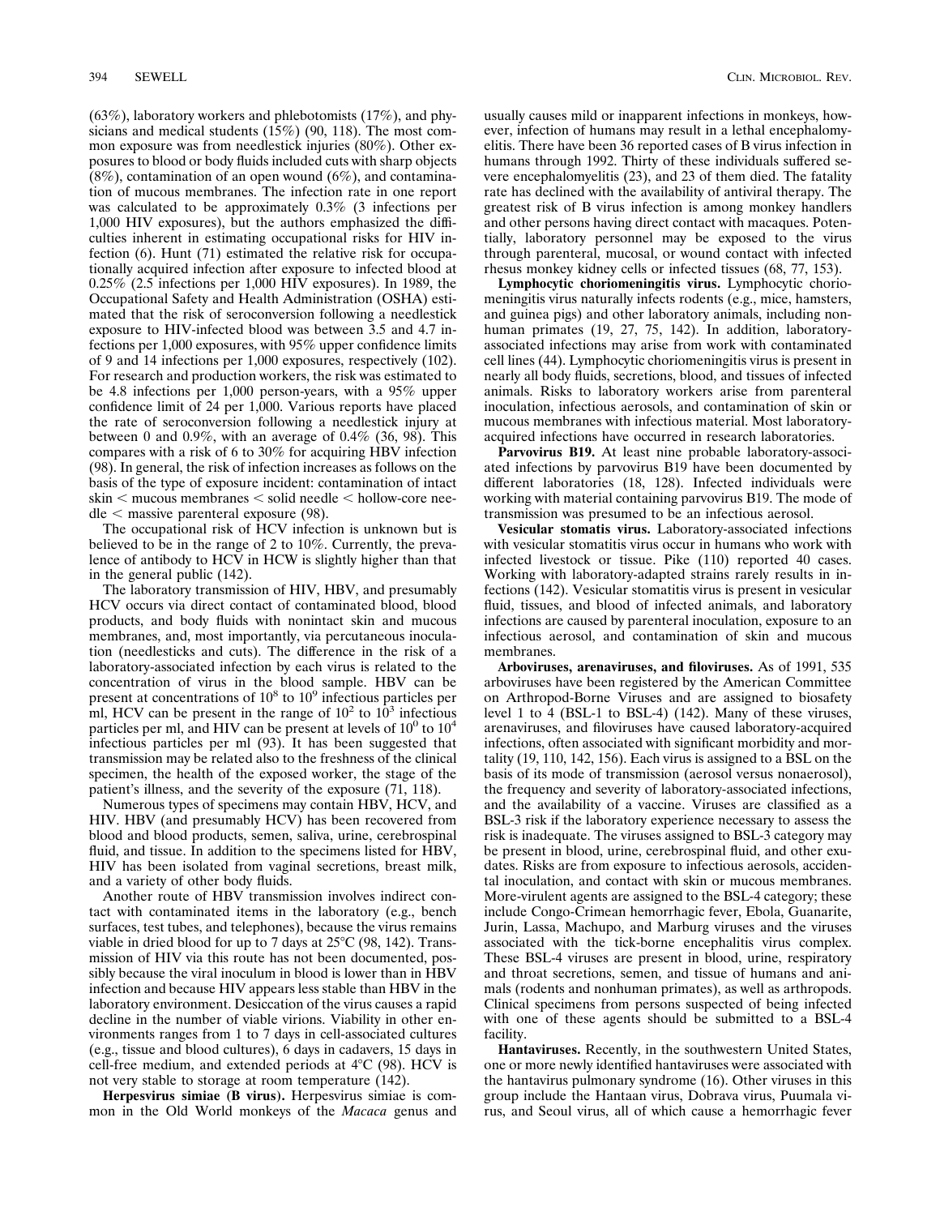(63%), laboratory workers and phlebotomists (17%), and physicians and medical students (15%) (90, 118). The most common exposure was from needlestick injuries (80%). Other exposures to blood or body fluids included cuts with sharp objects (8%), contamination of an open wound (6%), and contamination of mucous membranes. The infection rate in one report was calculated to be approximately 0.3% (3 infections per 1,000 HIV exposures), but the authors emphasized the difficulties inherent in estimating occupational risks for HIV infection (6). Hunt (71) estimated the relative risk for occupationally acquired infection after exposure to infected blood at 0.25% (2.5 infections per 1,000 HIV exposures). In 1989, the Occupational Safety and Health Administration (OSHA) estimated that the risk of seroconversion following a needlestick exposure to HIV-infected blood was between 3.5 and 4.7 infections per 1,000 exposures, with 95% upper confidence limits of 9 and 14 infections per 1,000 exposures, respectively (102). For research and production workers, the risk was estimated to be 4.8 infections per 1,000 person-years, with a 95% upper confidence limit of 24 per 1,000. Various reports have placed the rate of seroconversion following a needlestick injury at between 0 and 0.9%, with an average of 0.4% (36, 98). This compares with a risk of 6 to 30% for acquiring HBV infection (98). In general, the risk of infection increases as follows on the basis of the type of exposure incident: contamination of intact skin < mucous membranes < solid needle < hollow-core needle < massive parenteral exposure (98).

The occupational risk of HCV infection is unknown but is believed to be in the range of 2 to 10%. Currently, the prevalence of antibody to HCV in HCW is slightly higher than that in the general public (142).

The laboratory transmission of HIV, HBV, and presumably HCV occurs via direct contact of contaminated blood, blood products, and body fluids with nonintact skin and mucous membranes, and, most importantly, via percutaneous inoculation (needlesticks and cuts). The difference in the risk of a laboratory-associated infection by each virus is related to the concentration of virus in the blood sample. HBV can be present at concentrations of $10^8$ to $10^9$ infectious particles per ml, HCV can be present in the range of $10^2$ to $10^3$ infectious particles per ml, and HIV can be present at levels of $10^0$ to $10^4$ infectious particles per ml (93). It has been suggested that transmission may be related also to the freshness of the clinical specimen, the health of the exposed worker, the stage of the patient's illness, and the severity of the exposure (71, 118).

Numerous types of specimens may contain HBV, HCV, and HIV. HBV (and presumably HCV) has been recovered from blood and blood products, semen, saliva, urine, cerebrospinal fluid, and tissue. In addition to the specimens listed for HBV, HIV has been isolated from vaginal secretions, breast milk, and a variety of other body fluids.

Another route of HBV transmission involves indirect contact with contaminated items in the laboratory (e.g., bench surfaces, test tubes, and telephones), because the virus remains viable in dried blood for up to 7 days at 25°C (98, 142). Transmission of HIV via this route has not been documented, possibly because the viral inoculum in blood is lower than in HBV infection and because HIV appears less stable than HBV in the laboratory environment. Desiccation of the virus causes a rapid decline in the number of viable virions. Viability in other environments ranges from 1 to 7 days in cell-associated cultures (e.g., tissue and blood cultures), 6 days in cadavers, 15 days in cell-free medium, and extended periods at 4°C (98). HCV is not very stable to storage at room temperature (142).

**Herpesvirus simiae (B virus).** Herpesvirus simiae is common in the Old World monkeys of the *Macaca* genus and usually causes mild or inapparent infections in monkeys, however, infection of humans may result in a lethal encephalomyelitis. There have been 36 reported cases of B virus infection in humans through 1992. Thirty of these individuals suffered severe encephalomyelitis (23), and 23 of them died. The fatality rate has declined with the availability of antiviral therapy. The greatest risk of B virus infection is among monkey handlers and other persons having direct contact with macaques. Potentially, laboratory personnel may be exposed to the virus through parenteral, mucosal, or wound contact with infected rhesus monkey kidney cells or infected tissues (68, 77, 153).

**Lymphocytic choriomeningitis virus.** Lymphocytic choriomeningitis virus naturally infects rodents (e.g., mice, hamsters, and guinea pigs) and other laboratory animals, including nonhuman primates (19, 27, 75, 142). In addition, laboratory-associated infections may arise from work with contaminated cell lines (44). Lymphocytic choriomeningitis virus is present in nearly all body fluids, secretions, blood, and tissues of infected animals. Risks to laboratory workers arise from parenteral inoculation, infectious aerosols, and contamination of skin or mucous membranes with infectious material. Most laboratory-acquired infections have occurred in research laboratories.

**Parvovirus B19.** At least nine probable laboratory-associated infections by parvovirus B19 have been documented by different laboratories (18, 128). Infected individuals were working with material containing parvovirus B19. The mode of transmission was presumed to be an infectious aerosol.

**Vesicular stomatis virus.** Laboratory-associated infections with vesicular stomatitis virus occur in humans who work with infected livestock or tissue. Pike (110) reported 40 cases. Working with laboratory-adapted strains rarely results in infections (142). Vesicular stomatitis virus is present in vesicular fluid, tissues, and blood of infected animals, and laboratory infections are caused by parenteral inoculation, exposure to an infectious aerosol, and contamination of skin and mucous membranes.

**Arboviruses, arenaviruses, and filoviruses.** As of 1991, 535 arboviruses have been registered by the American Committee on Arthropod-Borne Viruses and are assigned to biosafety level 1 to 4 (BSL-1 to BSL-4) (142). Many of these viruses, arenaviruses, and filoviruses have caused laboratory-acquired infections, often associated with significant morbidity and mortality (19, 110, 142, 156). Each virus is assigned to a BSL on the basis of its mode of transmission (aerosol versus nonaerosol), the frequency and severity of laboratory-associated infections, and the availability of a vaccine. Viruses are classified as a BSL-3 risk if the laboratory experience necessary to assess the risk is inadequate. The viruses assigned to BSL-3 category may be present in blood, urine, cerebrospinal fluid, and other exudates. Risks are from exposure to infectious aerosols, accidental inoculation, and contact with skin or mucous membranes. More-virulent agents are assigned to the BSL-4 category; these include Congo-Crimean hemorrhagic fever, Ebola, Guanarite, Jurin, Lassa, Machupo, and Marburg viruses and the viruses associated with the tick-borne encephalitis virus complex. These BSL-4 viruses are present in blood, urine, respiratory and throat secretions, semen, and tissue of humans and animals (rodents and nonhuman primates), as well as arthropods. Clinical specimens from persons suspected of being infected with one of these agents should be submitted to a BSL-4 facility.

**Hantaviruses.** Recently, in the southwestern United States, one or more newly identified hantaviruses were associated with the hantavirus pulmonary syndrome (16). Other viruses in this group include the Hantaan virus, Dobrava virus, Puumala virus, and Seoul virus, all of which cause a hemorrhagic fever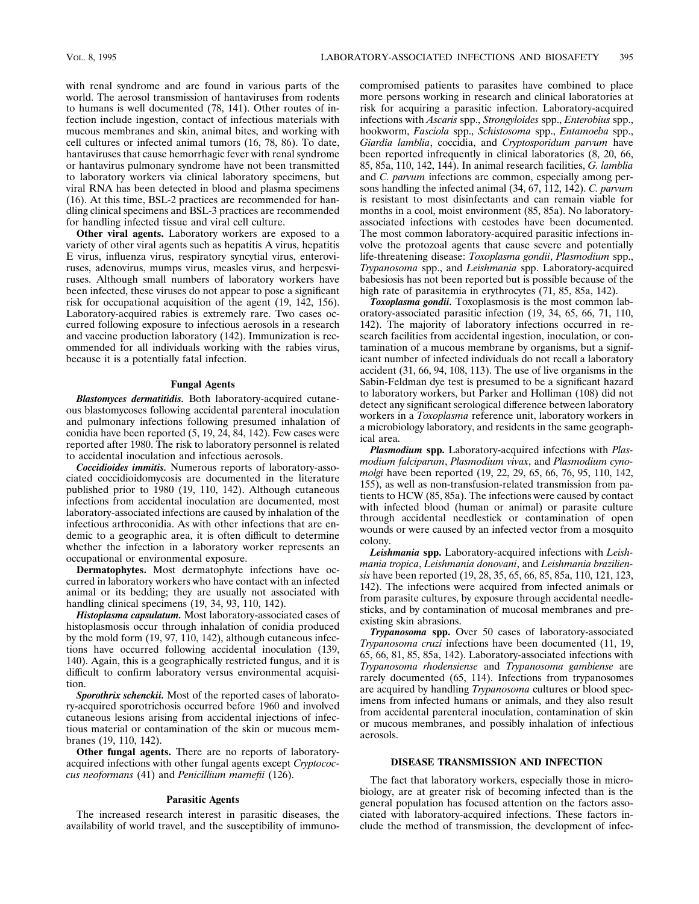with renal syndrome and are found in various parts of the world. The aerosol transmission of hantaviruses from rodents to humans is well documented (78, 141). Other routes of infection include ingestion, contact of infectious materials with mucous membranes and skin, animal bites, and working with cell cultures or infected animal tumors (16, 78, 86). To date, hantaviruses that cause hemorrhagic fever with renal syndrome or hantavirus pulmonary syndrome have not been transmitted to laboratory workers via clinical laboratory specimens, but viral RNA has been detected in blood and plasma specimens (16). At this time, BSL-2 practices are recommended for handling clinical specimens and BSL-3 practices are recommended for handling infected tissue and viral cell culture.

**Other viral agents.** Laboratory workers are exposed to a variety of other viral agents such as hepatitis A virus, hepatitis E virus, influenza virus, respiratory syncytial virus, enteroviruses, adenovirus, mumps virus, measles virus, and herpesviruses. Although small numbers of laboratory workers have been infected, these viruses do not appear to pose a significant risk for occupational acquisition of the agent (19, 142, 156). Laboratory-acquired rabies is extremely rare. Two cases occurred following exposure to infectious aerosols in a research and vaccine production laboratory (142). Immunization is recommended for all individuals working with the rabies virus, because it is a potentially fatal infection.

### Fungal Agents

***Blastomyces dermatitidis.*** Both laboratory-acquired cutaneous blastomycoses following accidental parenteral inoculation and pulmonary infections following presumed inhalation of conidia have been reported (5, 19, 24, 84, 142). Few cases were reported after 1980. The risk to laboratory personnel is related to accidental inoculation and infectious aerosols.

***Coccidioides immitis.*** Numerous reports of laboratory-associated coccidioidomycosis are documented in the literature published prior to 1980 (19, 110, 142). Although cutaneous infections from accidental inoculation are documented, most laboratory-associated infections are caused by inhalation of the infectious arthroconidia. As with other infections that are endemic to a geographic area, it is often difficult to determine whether the infection in a laboratory worker represents an occupational or environmental exposure.

**Dermatophytes.** Most dermatophyte infections have occurred in laboratory workers who have contact with an infected animal or its bedding; they are usually not associated with handling clinical specimens (19, 34, 93, 110, 142).

***Histoplasma capsulatum.*** Most laboratory-associated cases of histoplasmosis occur through inhalation of conidia produced by the mold form (19, 97, 110, 142), although cutaneous infections have occurred following accidental inoculation (139, 140). Again, this is a geographically restricted fungus, and it is difficult to confirm laboratory versus environmental acquisition.

***Sporothrix schenckii.*** Most of the reported cases of laboratory-acquired sporotrichosis occurred before 1960 and involved cutaneous lesions arising from accidental injections of infectious material or contamination of the skin or mucous membranes (19, 110, 142).

**Other fungal agents.** There are no reports of laboratory-acquired infections with other fungal agents except *Cryptococcus neoformans* (41) and *Penicillium marnefii* (126).

### Parasitic Agents

The increased research interest in parasitic diseases, the availability of world travel, and the susceptibility of immunocompromised patients to parasites have combined to place more persons working in research and clinical laboratories at risk for acquiring a parasitic infection. Laboratory-acquired infections with *Ascaris* spp., *Strongyloides* spp., *Enterobius* spp., hookworm, *Fasciola* spp., *Schistosoma* spp., *Entamoeba* spp., *Giardia lamblia*, coccidia, and *Cryptosporidum parvum* have been reported infrequently in clinical laboratories (8, 20, 66, 85, 85a, 110, 142, 144). In animal research facilities, *G. lamblia* and *C. parvum* infections are common, especially among persons handling the infected animal (34, 67, 112, 142). *C. parvum* is resistant to most disinfectants and can remain viable for months in a cool, moist environment (85, 85a). No laboratory-associated infections with cestodes have been documented. The most common laboratory-acquired parasitic infections involve the protozoal agents that cause severe and potentially life-threatening disease: *Toxoplasma gondii*, *Plasmodium* spp., *Trypanosoma* spp., and *Leishmania* spp. Laboratory-acquired babesiosis has not been reported but is possible because of the high rate of parasitemia in erythrocytes (71, 85, 85a, 142).

***Toxoplasma gondii.*** Toxoplasmosis is the most common laboratory-associated parasitic infection (19, 34, 65, 66, 71, 110, 142). The majority of laboratory infections occurred in research facilities from accidental ingestion, inoculation, or contamination of a mucous membrane by organisms, but a significant number of infected individuals do not recall a laboratory accident (31, 66, 94, 108, 113). The use of live organisms in the Sabin-Feldman dye test is presumed to be a significant hazard to laboratory workers, but Parker and Holliman (108) did not detect any significant serological difference between laboratory workers in a *Toxoplasma* reference unit, laboratory workers in a microbiology laboratory, and residents in the same geographical area.

***Plasmodium* spp.** Laboratory-acquired infections with *Plasmodium falciparum*, *Plasmodium vivax*, and *Plasmodium cynomolgi* have been reported (19, 22, 29, 65, 66, 76, 95, 110, 142, 155), as well as non-transfusion-related transmission from patients to HCW (85, 85a). The infections were caused by contact with infected blood (human or animal) or parasite culture through accidental needlestick or contamination of open wounds or were caused by an infected vector from a mosquito colony.

***Leishmania* spp.** Laboratory-acquired infections with *Leishmania tropica*, *Leishmania donovani*, and *Leishmania braziliensis* have been reported (19, 28, 35, 65, 66, 85, 85a, 110, 121, 123, 142). The infections were acquired from infected animals or from parasite cultures, by exposure through accidental needlesticks, and by contamination of mucosal membranes and preexisting skin abrasions.

***Trypanosoma* spp.** Over 50 cases of laboratory-associated *Trypanosoma cruzi* infections have been documented (11, 19, 65, 66, 81, 85, 85a, 142). Laboratory-associated infections with *Trypanosoma rhodensiense* and *Trypanosoma gambiense* are rarely documented (65, 114). Infections from trypanosomes are acquired by handling *Trypanosoma* cultures or blood specimens from infected humans or animals, and they also result from accidental parenteral inoculation, contamination of skin or mucous membranes, and possibly inhalation of infectious aerosols.

## DISEASE TRANSMISSION AND INFECTION

The fact that laboratory workers, especially those in microbiology, are at greater risk of becoming infected than is the general population has focused attention on the factors associated with laboratory-acquired infections. These factors include the method of transmission, the development of infec-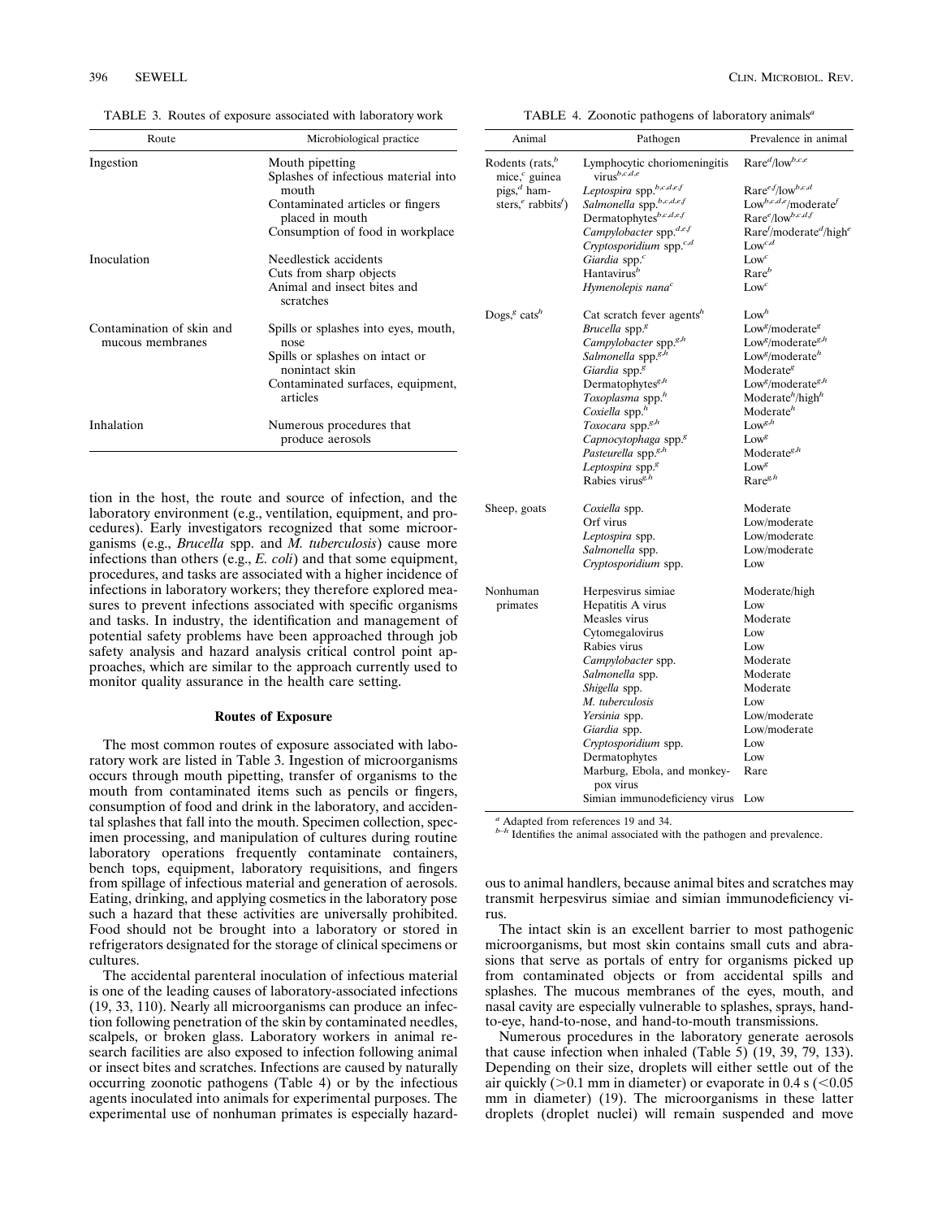TABLE 3. Routes of exposure associated with laboratory work

| Route | Microbiological practice |
|---|---|
| Ingestion | Mouth pipetting<br>Splashes of infectious material into mouth<br>Contaminated articles or fingers placed in mouth<br>Consumption of food in workplace |
| Inoculation | Needlestick accidents<br>Cuts from sharp objects<br>Animal and insect bites and scratches |
| Contamination of skin and mucous membranes | Spills or splashes into eyes, mouth, nose<br>Spills or splashes on intact or nonintact skin<br>Contaminated surfaces, equipment, articles |
| Inhalation | Numerous procedures that produce aerosols |

tion in the host, the route and source of infection, and the laboratory environment (e.g., ventilation, equipment, and procedures). Early investigators recognized that some microorganisms (e.g., *Brucella* spp. and *M. tuberculosis*) cause more infections than others (e.g., *E. coli*) and that some equipment, procedures, and tasks are associated with a higher incidence of infections in laboratory workers; they therefore explored measures to prevent infections associated with specific organisms and tasks. In industry, the identification and management of potential safety problems have been approached through job safety analysis and hazard analysis critical control point approaches, which are similar to the approach currently used to monitor quality assurance in the health care setting.

### Routes of Exposure

The most common routes of exposure associated with laboratory work are listed in Table 3. Ingestion of microorganisms occurs through mouth pipetting, transfer of organisms to the mouth from contaminated items such as pencils or fingers, consumption of food and drink in the laboratory, and accidental splashes that fall into the mouth. Specimen collection, specimen processing, and manipulation of cultures during routine laboratory operations frequently contaminate containers, bench tops, equipment, laboratory requisitions, and fingers from spillage of infectious material and generation of aerosols. Eating, drinking, and applying cosmetics in the laboratory pose such a hazard that these activities are universally prohibited. Food should not be brought into a laboratory or stored in refrigerators designated for the storage of clinical specimens or cultures.

The accidental parenteral inoculation of infectious material is one of the leading causes of laboratory-associated infections (19, 33, 110). Nearly all microorganisms can produce an infection following penetration of the skin by contaminated needles, scalpels, or broken glass. Laboratory workers in animal research facilities are also exposed to infection following animal or insect bites and scratches. Infections are caused by naturally occurring zoonotic pathogens (Table 4) or by the infectious agents inoculated into animals for experimental purposes. The experimental use of nonhuman primates is especially hazardous to animal handlers, because animal bites and scratches may transmit herpesvirus simiae and simian immunodeficiency virus.

TABLE 4. Zoonotic pathogens of laboratory animals[a]

| Animal | Pathogen | Prevalence in animal |
|---|---|---|
| Rodents (rats,[b] mice,[c] guinea pigs,[d] hamsters,[e] rabbits[f]) | Lymphocytic choriomeningitis virus[b,c,d,e] | Rare[d]/low[b,c,e] |
| | *Leptospira* spp.[b,c,d,e,f] | Rare[e,f]/low[b,c,d] |
| | *Salmonella* spp.[b,c,d,e,f] | Low[b,c,d,e]/moderate[f] |
| | Dermatophytes[b,c,d,e,f] | Rare[e]/low[b,c,d,f] |
| | *Campylobacter* spp.[d,e,f] | Rare[f]/moderate[d]/high[e] |
| | *Cryptosporidium* spp.[c,d] | Low[c,d] |
| | *Giardia* spp.[c] | Low[c] |
| | Hantavirus[b] | Rare[b] |
| | *Hymenolepis nana*[c] | Low[c] |
| Dogs,[g] cats[h] | Cat scratch fever agents[h] | Low[h] |
| | *Brucella* spp.[g] | Low[g]/moderate[g] |
| | *Campylobacter* spp.[g,h] | Low[g]/moderate[g,h] |
| | *Salmonella* spp.[g,h] | Low[g]/moderate[h] |
| | *Giardia* spp.[g] | Moderate[g] |
| | Dermatophytes[g,h] | Low[g]/moderate[g,h] |
| | *Toxoplasma* spp.[h] | Moderate[h]/high[h] |
| | *Coxiella* spp.[h] | Moderate[h] |
| | *Toxocara* spp.[g,h] | Low[g,h] |
| | *Capnocytophaga* spp.[g] | Low[g] |
| | *Pasteurella* spp.[g,h] | Moderate[g,h] |
| | *Leptospira* spp.[g] | Low[g] |
| | Rabies virus[g,h] | Rare[g,h] |
| Sheep, goats | *Coxiella* spp. | Moderate |
| | Orf virus | Low/moderate |
| | *Leptospira* spp. | Low/moderate |
| | *Salmonella* spp. | Low/moderate |
| | *Cryptosporidium* spp. | Low |
| Nonhuman primates | Herpesvirus simiae | Moderate/high |
| | Hepatitis A virus | Low |
| | Measles virus | Moderate |
| | Cytomegalovirus | Low |
| | Rabies virus | Low |
| | *Campylobacter* spp. | Moderate |
| | *Salmonella* spp. | Moderate |
| | *Shigella* spp. | Moderate |
| | *M. tuberculosis* | Low |
| | *Yersinia* spp. | Low/moderate |
| | *Giardia* spp. | Low/moderate |
| | *Cryptosporidium* spp. | Low |
| | Dermatophytes | Low |
| | Marburg, Ebola, and monkeypox virus | Rare |
| | Simian immunodeficiency virus | Low |

[a] Adapted from references 19 and 34.
[b–h] Identifies the animal associated with the pathogen and prevalence.

The intact skin is an excellent barrier to most pathogenic microorganisms, but most skin contains small cuts and abrasions that serve as portals of entry for organisms picked up from contaminated objects or from accidental spills and splashes. The mucous membranes of the eyes, mouth, and nasal cavity are especially vulnerable to splashes, sprays, hand-to-eye, hand-to-nose, and hand-to-mouth transmissions.

Numerous procedures in the laboratory generate aerosols that cause infection when inhaled (Table 5) (19, 39, 79, 133). Depending on their size, droplets will either settle out of the air quickly (>0.1 mm in diameter) or evaporate in 0.4 s (<0.05 mm in diameter) (19). The microorganisms in these latter droplets (droplet nuclei) will remain suspended and move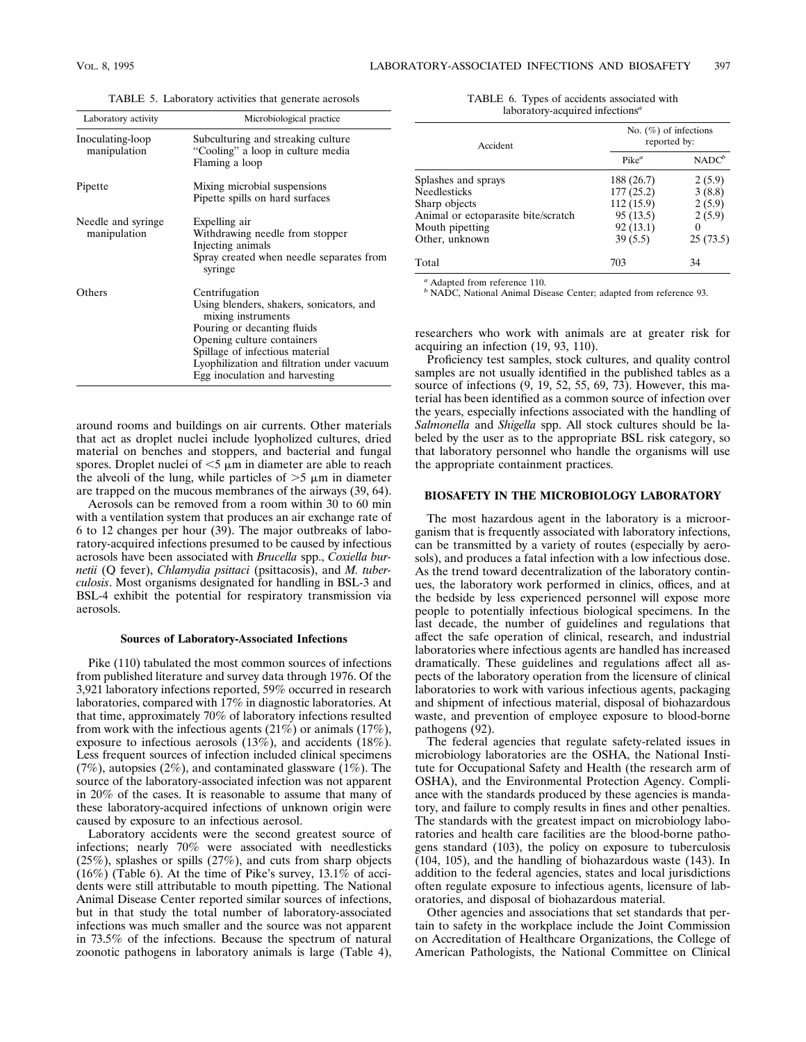TABLE 5. Laboratory activities that generate aerosols

| Laboratory activity | Microbiological practice |
|---|---|
| Inoculating-loop manipulation | Subculturing and streaking culture<br>"Cooling" a loop in culture media<br>Flaming a loop |
| Pipette | Mixing microbial suspensions<br>Pipette spills on hard surfaces |
| Needle and syringe manipulation | Expelling air<br>Withdrawing needle from stopper<br>Injecting animals<br>Spray created when needle separates from syringe |
| Others | Centrifugation<br>Using blenders, shakers, sonicators, and mixing instruments<br>Pouring or decanting fluids<br>Opening culture containers<br>Spillage of infectious material<br>Lyophilization and filtration under vacuum<br>Egg inoculation and harvesting |

around rooms and buildings on air currents. Other materials that act as droplet nuclei include lyophoplized cultures, dried material on benches and stoppers, and bacterial and fungal spores. Droplet nuclei of <5 μm in diameter are able to reach the alveoli of the lung, while particles of >5 μm in diameter are trapped on the mucous membranes of the airways (39, 64).

Aerosols can be removed from a room within 30 to 60 min with a ventilation system that produces an air exchange rate of 6 to 12 changes per hour (39). The major outbreaks of laboratory-acquired infections presumed to be caused by infectious aerosols have been associated with *Brucella* spp., *Coxiella burnetii* (Q fever), *Chlamydia psittaci* (psittacosis), and *M. tuberculosis*. Most organisms designated for handling in BSL-3 and BSL-4 exhibit the potential for respiratory transmission via aerosols.

### Sources of Laboratory-Associated Infections

Pike (110) tabulated the most common sources of infections from published literature and survey data through 1976. Of the 3,921 laboratory infections reported, 59% occurred in research laboratories, compared with 17% in diagnostic laboratories. At that time, approximately 70% of laboratory infections resulted from work with the infectious agents (21%) or animals (17%), exposure to infectious aerosols (13%), and accidents (18%). Less frequent sources of infection included clinical specimens (7%), autopsies (2%), and contaminated glassware (1%). The source of the laboratory-associated infection was not apparent in 20% of the cases. It is reasonable to assume that many of these laboratory-acquired infections of unknown origin were caused by exposure to an infectious aerosol.

Laboratory accidents were the second greatest source of infections; nearly 70% were associated with needlesticks (25%), splashes or spills (27%), and cuts from sharp objects (16%) (Table 6). At the time of Pike's survey, 13.1% of accidents were still attributable to mouth pipetting. The National Animal Disease Center reported similar sources of infections, but in that study the total number of laboratory-associated infections was much smaller and the source was not apparent in 73.5% of the infections. Because the spectrum of natural zoonotic pathogens in laboratory animals is large (Table 4),

TABLE 6. Types of accidents associated with laboratory-acquired infections[a]

| Accident | No. (%) of infections reported by: | |
|---|---|---|
| | Pike[a] | NADC[b] |
| Splashes and sprays | 188 (26.7) | 2 (5.9) |
| Needlesticks | 177 (25.2) | 3 (8.8) |
| Sharp objects | 112 (15.9) | 2 (5.9) |
| Animal or ectoparasite bite/scratch | 95 (13.5) | 2 (5.9) |
| Mouth pipetting | 92 (13.1) | 0 |
| Other, unknown | 39 (5.5) | 25 (73.5) |
| Total | 703 | 34 |

[a] Adapted from reference 110.
[b] NADC, National Animal Disease Center; adapted from reference 93.

researchers who work with animals are at greater risk for acquiring an infection (19, 93, 110).

Proficiency test samples, stock cultures, and quality control samples are not usually identified in the published tables as a source of infections (9, 19, 52, 55, 69, 73). However, this material has been identified as a common source of infection over the years, especially infections associated with the handling of *Salmonella* and *Shigella* spp. All stock cultures should be labeled by the user as to the appropriate BSL risk category, so that laboratory personnel who handle the organisms will use the appropriate containment practices.

## BIOSAFETY IN THE MICROBIOLOGY LABORATORY

The most hazardous agent in the laboratory is a microorganism that is frequently associated with laboratory infections, can be transmitted by a variety of routes (especially by aerosols), and produces a fatal infection with a low infectious dose. As the trend toward decentralization of the laboratory continues, the laboratory work performed in clinics, offices, and at the bedside by less experienced personnel will expose more people to potentially infectious biological specimens. In the last decade, the number of guidelines and regulations that affect the safe operation of clinical, research, and industrial laboratories where infectious agents are handled has increased dramatically. These guidelines and regulations affect all aspects of the laboratory operation from the licensure of clinical laboratories to work with various infectious agents, packaging and shipment of infectious material, disposal of biohazardous waste, and prevention of employee exposure to blood-borne pathogens (92).

The federal agencies that regulate safety-related issues in microbiology laboratories are the OSHA, the National Institute for Occupational Safety and Health (the research arm of OSHA), and the Environmental Protection Agency. Compliance with the standards produced by these agencies is mandatory, and failure to comply results in fines and other penalties. The standards with the greatest impact on microbiology laboratories and health care facilities are the blood-borne pathogens standard (103), the policy on exposure to tuberculosis (104, 105), and the handling of biohazardous waste (143). In addition to the federal agencies, states and local jurisdictions often regulate exposure to infectious agents, licensure of laboratories, and disposal of biohazardous material.

Other agencies and associations that set standards that pertain to safety in the workplace include the Joint Commission on Accreditation of Healthcare Organizations, the College of American Pathologists, the National Committee on Clinical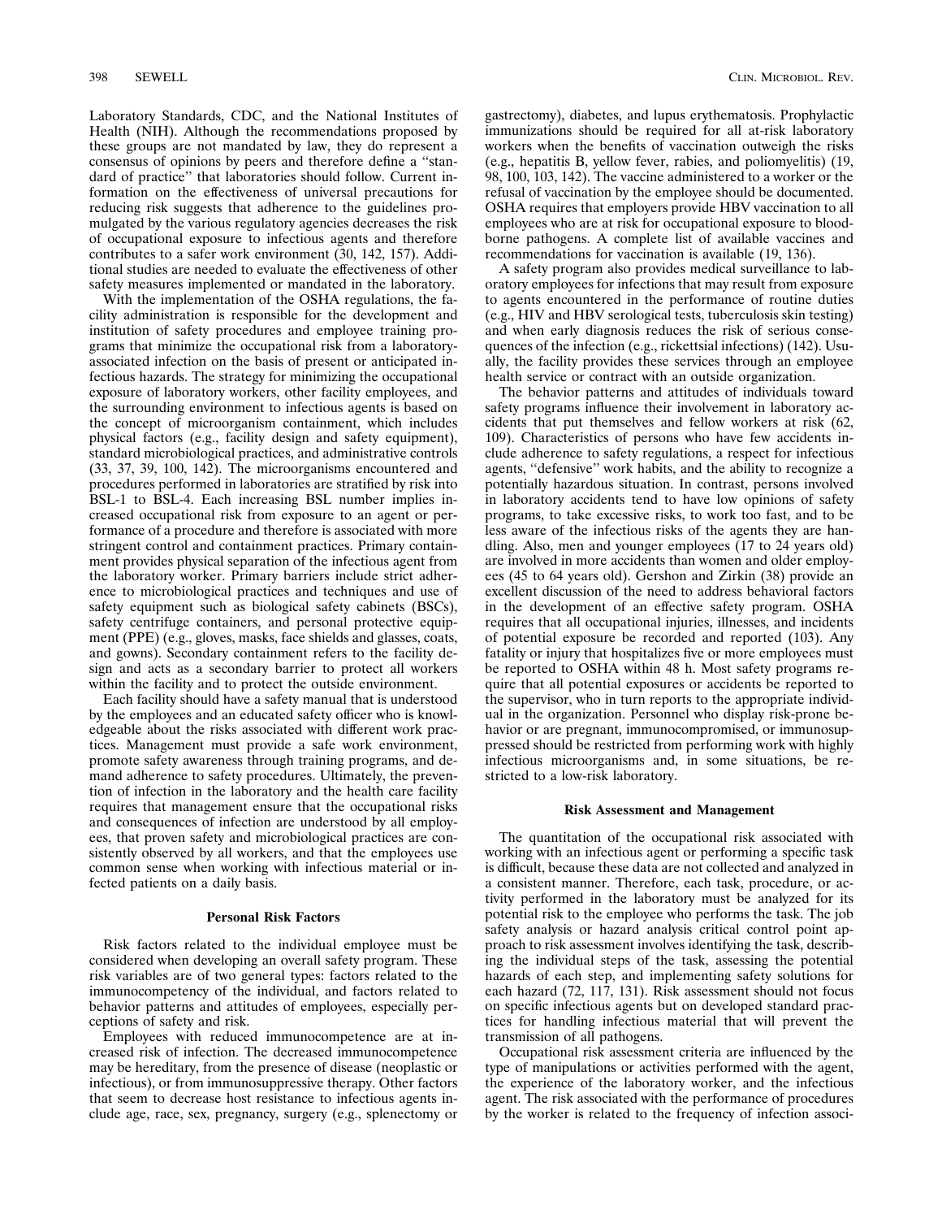Laboratory Standards, CDC, and the National Institutes of Health (NIH). Although the recommendations proposed by these groups are not mandated by law, they do represent a consensus of opinions by peers and therefore define a "standard of practice" that laboratories should follow. Current information on the effectiveness of universal precautions for reducing risk suggests that adherence to the guidelines promulgated by the various regulatory agencies decreases the risk of occupational exposure to infectious agents and therefore contributes to a safer work environment (30, 142, 157). Additional studies are needed to evaluate the effectiveness of other safety measures implemented or mandated in the laboratory.

With the implementation of the OSHA regulations, the facility administration is responsible for the development and institution of safety procedures and employee training programs that minimize the occupational risk from a laboratory-associated infection on the basis of present or anticipated infectious hazards. The strategy for minimizing the occupational exposure of laboratory workers, other facility employees, and the surrounding environment to infectious agents is based on the concept of microorganism containment, which includes physical factors (e.g., facility design and safety equipment), standard microbiological practices, and administrative controls (33, 37, 39, 100, 142). The microorganisms encountered and procedures performed in laboratories are stratified by risk into BSL-1 to BSL-4. Each increasing BSL number implies increased occupational risk from exposure to an agent or performance of a procedure and therefore is associated with more stringent control and containment practices. Primary containment provides physical separation of the infectious agent from the laboratory worker. Primary barriers include strict adherence to microbiological practices and techniques and use of safety equipment such as biological safety cabinets (BSCs), safety centrifuge containers, and personal protective equipment (PPE) (e.g., gloves, masks, face shields and glasses, coats, and gowns). Secondary containment refers to the facility design and acts as a secondary barrier to protect all workers within the facility and to protect the outside environment.

Each facility should have a safety manual that is understood by the employees and an educated safety officer who is knowledgeable about the risks associated with different work practices. Management must provide a safe work environment, promote safety awareness through training programs, and demand adherence to safety procedures. Ultimately, the prevention of infection in the laboratory and the health care facility requires that management ensure that the occupational risks and consequences of infection are understood by all employees, that proven safety and microbiological practices are consistently observed by all workers, and that the employees use common sense when working with infectious material or infected patients on a daily basis.

### Personal Risk Factors

Risk factors related to the individual employee must be considered when developing an overall safety program. These risk variables are of two general types: factors related to the immunocompetency of the individual, and factors related to behavior patterns and attitudes of employees, especially perceptions of safety and risk.

Employees with reduced immunocompetence are at increased risk of infection. The decreased immunocompetence may be hereditary, from the presence of disease (neoplastic or infectious), or from immunosuppressive therapy. Other factors that seem to decrease host resistance to infectious agents include age, race, sex, pregnancy, surgery (e.g., splenectomy or gastrectomy), diabetes, and lupus erythematosis. Prophylactic immunizations should be required for all at-risk laboratory workers when the benefits of vaccination outweigh the risks (e.g., hepatitis B, yellow fever, rabies, and poliomyelitis) (19, 98, 100, 103, 142). The vaccine administered to a worker or the refusal of vaccination by the employee should be documented. OSHA requires that employers provide HBV vaccination to all employees who are at risk for occupational exposure to bloodborne pathogens. A complete list of available vaccines and recommendations for vaccination is available (19, 136).

A safety program also provides medical surveillance to laboratory employees for infections that may result from exposure to agents encountered in the performance of routine duties (e.g., HIV and HBV serological tests, tuberculosis skin testing) and when early diagnosis reduces the risk of serious consequences of the infection (e.g., rickettsial infections) (142). Usually, the facility provides these services through an employee health service or contract with an outside organization.

The behavior patterns and attitudes of individuals toward safety programs influence their involvement in laboratory accidents that put themselves and fellow workers at risk (62, 109). Characteristics of persons who have few accidents include adherence to safety regulations, a respect for infectious agents, "defensive" work habits, and the ability to recognize a potentially hazardous situation. In contrast, persons involved in laboratory accidents tend to have low opinions of safety programs, to take excessive risks, to work too fast, and to be less aware of the infectious risks of the agents they are handling. Also, men and younger employees (17 to 24 years old) are involved in more accidents than women and older employees (45 to 64 years old). Gershon and Zirkin (38) provide an excellent discussion of the need to address behavioral factors in the development of an effective safety program. OSHA requires that all occupational injuries, illnesses, and incidents of potential exposure be recorded and reported (103). Any fatality or injury that hospitalizes five or more employees must be reported to OSHA within 48 h. Most safety programs require that all potential exposures or accidents be reported to the supervisor, who in turn reports to the appropriate individual in the organization. Personnel who display risk-prone behavior or are pregnant, immunocompromised, or immunosuppressed should be restricted from performing work with highly infectious microorganisms and, in some situations, be restricted to a low-risk laboratory.

### Risk Assessment and Management

The quantitation of the occupational risk associated with working with an infectious agent or performing a specific task is difficult, because these data are not collected and analyzed in a consistent manner. Therefore, each task, procedure, or activity performed in the laboratory must be analyzed for its potential risk to the employee who performs the task. The job safety analysis or hazard analysis critical control point approach to risk assessment involves identifying the task, describing the individual steps of the task, assessing the potential hazards of each step, and implementing safety solutions for each hazard (72, 117, 131). Risk assessment should not focus on specific infectious agents but on developed standard practices for handling infectious material that will prevent the transmission of all pathogens.

Occupational risk assessment criteria are influenced by the type of manipulations or activities performed with the agent, the experience of the laboratory worker, and the infectious agent. The risk associated with the performance of procedures by the worker is related to the frequency of infection associ-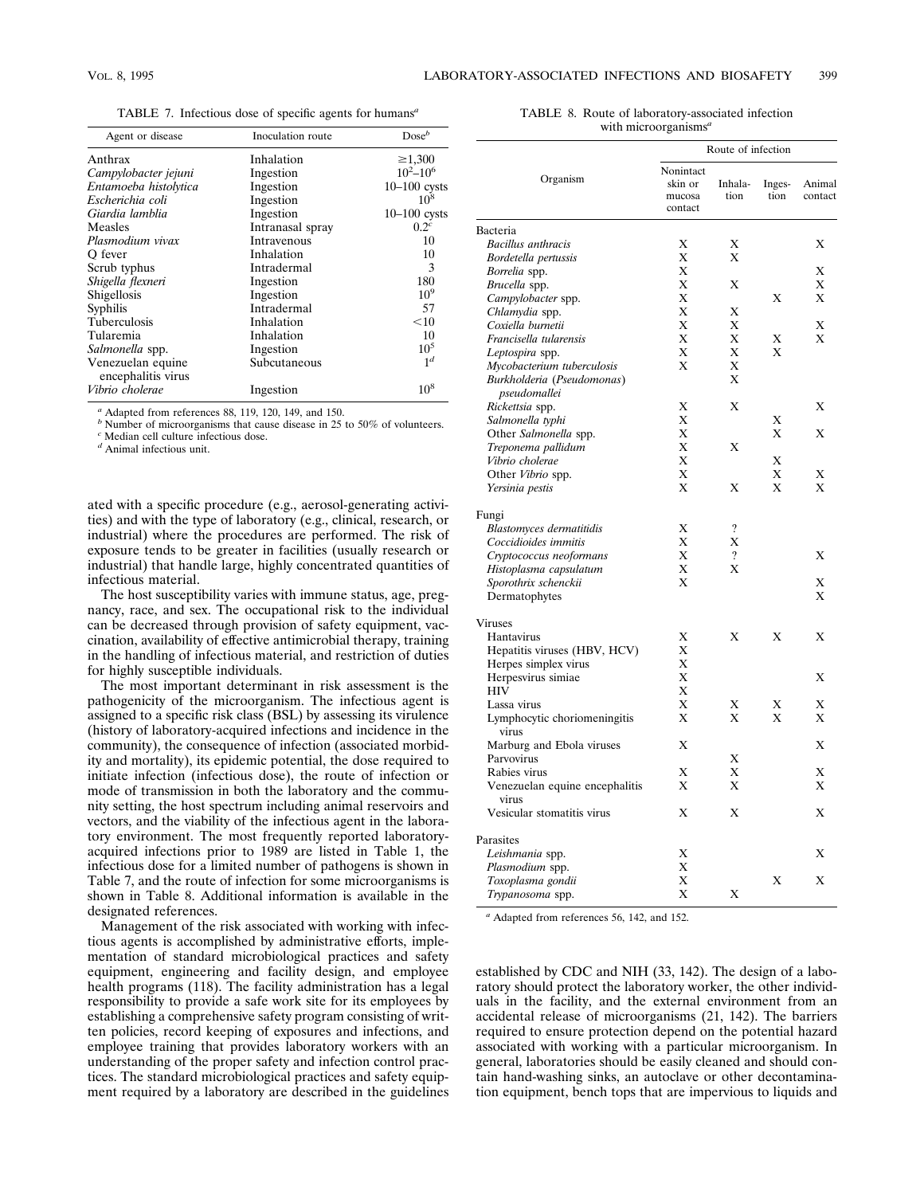TABLE 7. Infectious dose of specific agents for humans[a]

| Agent or disease | Inoculation route | Dose[b] |
|---|---|---|
| Anthrax | Inhalation | ≥1,300 |
| *Campylobacter jejuni* | Ingestion | $10^2$–$10^6$ |
| *Entamoeba histolytica* | Ingestion | 10–100 cysts |
| *Escherichia coli* | Ingestion | $10^8$ |
| *Giardia lamblia* | Ingestion | 10–100 cysts |
| Measles | Intranasal spray | 0.2[c] |
| *Plasmodium vivax* | Intravenous | 10 |
| Q fever | Inhalation | 10 |
| Scrub typhus | Intradermal | 3 |
| *Shigella flexneri* | Ingestion | 180 |
| Shigellosis | Ingestion | $10^9$ |
| Syphilis | Intradermal | 57 |
| Tuberculosis | Inhalation | <10 |
| Tularemia | Inhalation | 10 |
| *Salmonella* spp. | Ingestion | $10^5$ |
| Venezuelan equine encephalitis virus | Subcutaneous | 1[d] |
| *Vibrio cholerae* | Ingestion | $10^8$ |

[a] Adapted from references 88, 119, 120, 149, and 150.
[b] Number of microorganisms that cause disease in 25 to 50% of volunteers.
[c] Median cell culture infectious dose.
[d] Animal infectious unit.

TABLE 8. Route of laboratory-associated infection with microorganisms[a]

| Organism | Route of infection | | | |
|---|---|---|---|---|
| | Nonintact skin or mucosa contact | Inhalation | Ingestion | Animal contact |
| **Bacteria** | | | | |
| *Bacillus anthracis* | X | X | | X |
| *Bordetella pertussis* | X | X | | |
| *Borrelia* spp. | X | | | X |
| *Brucella* spp. | X | X | | X |
| *Campylobacter* spp. | X | | X | X |
| *Chlamydia* spp. | X | X | | |
| *Coxiella burnetii* | X | X | | X |
| *Francisella tularensis* | X | X | X | X |
| *Leptospira* spp. | X | X | X | |
| *Mycobacterium tuberculosis* | X | X | | |
| *Burkholderia* (*Pseudomonas*) *pseudomallei* | | X | | |
| *Rickettsia* spp. | X | X | | X |
| *Salmonella typhi* | X | | X | |
| Other *Salmonella* spp. | X | | X | X |
| *Treponema pallidum* | X | X | | |
| *Vibrio cholerae* | X | | X | |
| Other *Vibrio* spp. | X | | X | X |
| *Yersinia pestis* | X | X | X | X |
| **Fungi** | | | | |
| *Blastomyces dermatitidis* | X | ? | | |
| *Coccidioides immitis* | X | X | | |
| *Cryptococcus neoformans* | X | ? | | X |
| *Histoplasma capsulatum* | X | X | | |
| *Sporothrix schenckii* | X | | | X |
| Dermatophytes | | | | X |
| **Viruses** | | | | |
| Hantavirus | X | X | X | X |
| Hepatitis viruses (HBV, HCV) | X | | | |
| Herpes simplex virus | X | | | |
| Herpesvirus simiae | X | | | X |
| HIV | X | | | |
| Lassa virus | X | X | X | X |
| Lymphocytic choriomeningitis virus | X | X | X | X |
| Marburg and Ebola viruses | X | | | X |
| Parvovirus | | X | | |
| Rabies virus | X | X | | X |
| Venezuelan equine encephalitis virus | X | X | | X |
| Vesicular stomatitis virus | X | X | | X |
| **Parasites** | | | | |
| *Leishmania* spp. | X | | | X |
| *Plasmodium* spp. | X | | | |
| *Toxoplasma gondii* | X | | X | X |
| *Trypanosoma* spp. | X | X | | |

[a] Adapted from references 56, 142, and 152.

ated with a specific procedure (e.g., aerosol-generating activities) and with the type of laboratory (e.g., clinical, research, or industrial) where the procedures are performed. The risk of exposure tends to be greater in facilities (usually research or industrial) that handle large, highly concentrated quantities of infectious material.

The host susceptibility varies with immune status, age, pregnancy, race, and sex. The occupational risk to the individual can be decreased through provision of safety equipment, vaccination, availability of effective antimicrobial therapy, training in the handling of infectious material, and restriction of duties for highly susceptible individuals.

The most important determinant in risk assessment is the pathogenicity of the microorganism. The infectious agent is assigned to a specific risk class (BSL) by assessing its virulence (history of laboratory-acquired infections and incidence in the community), the consequence of infection (associated morbidity and mortality), its epidemic potential, the dose required to initiate infection (infectious dose), the route of infection or mode of transmission in both the laboratory and the community setting, the host spectrum including animal reservoirs and vectors, and the viability of the infectious agent in the laboratory environment. The most frequently reported laboratory-acquired infections prior to 1989 are listed in Table 1, the infectious dose for a limited number of pathogens is shown in Table 7, and the route of infection for some microorganisms is shown in Table 8. Additional information is available in the designated references.

Management of the risk associated with working with infectious agents is accomplished by administrative efforts, implementation of standard microbiological practices and safety equipment, engineering and facility design, and employee health programs (118). The facility administration has a legal responsibility to provide a safe work site for its employees by establishing a comprehensive safety program consisting of written policies, record keeping of exposures and infections, and employee training that provides laboratory workers with an understanding of the proper safety and infection control practices. The standard microbiological practices and safety equipment required by a laboratory are described in the guidelines established by CDC and NIH (33, 142). The design of a laboratory should protect the laboratory worker, the other individuals in the facility, and the external environment from an accidental release of microorganisms (21, 142). The barriers required to ensure protection depend on the potential hazard associated with working with a particular microorganism. In general, laboratories should be easily cleaned and should contain hand-washing sinks, an autoclave or other decontamination equipment, bench tops that are impervious to liquids and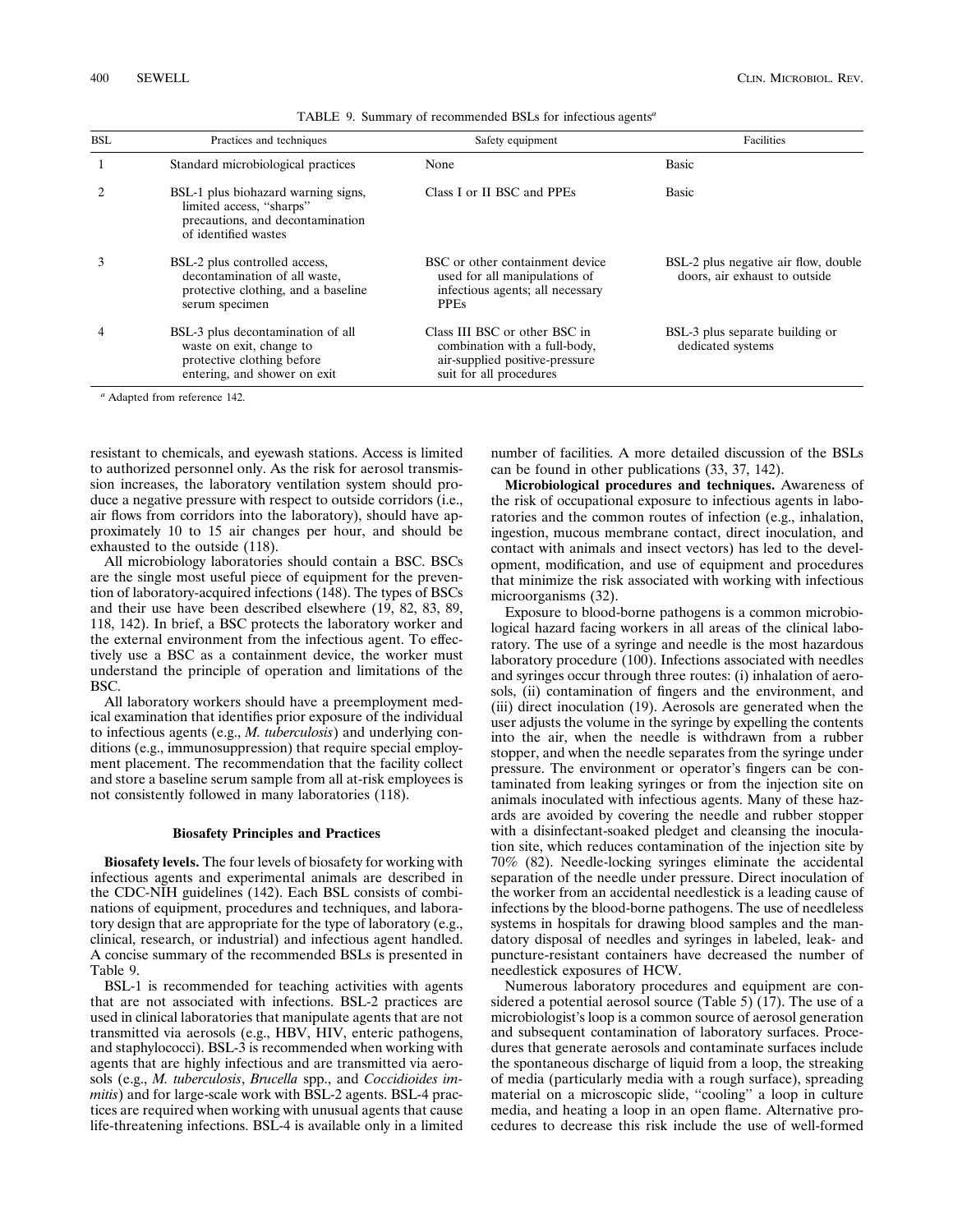TABLE 9. Summary of recommended BSLs for infectious agents[a]

| BSL | Practices and techniques | Safety equipment | Facilities |
|---|---|---|---|
| 1 | Standard microbiological practices | None | Basic |
| 2 | BSL-1 plus biohazard warning signs, limited access, "sharps" precautions, and decontamination of identified wastes | Class I or II BSC and PPEs | Basic |
| 3 | BSL-2 plus controlled access, decontamination of all waste, protective clothing, and a baseline serum specimen | BSC or other containment device used for all manipulations of infectious agents; all necessary PPEs | BSL-2 plus negative air flow, double doors, air exhaust to outside |
| 4 | BSL-3 plus decontamination of all waste on exit, change to protective clothing before entering, and shower on exit | Class III BSC or other BSC in combination with a full-body, air-supplied positive-pressure suit for all procedures | BSL-3 plus separate building or dedicated systems |

[a] Adapted from reference 142.

resistant to chemicals, and eyewash stations. Access is limited to authorized personnel only. As the risk for aerosol transmission increases, the laboratory ventilation system should produce a negative pressure with respect to outside corridors (i.e., air flows from corridors into the laboratory), should have approximately 10 to 15 air changes per hour, and should be exhausted to the outside (118).

All microbiology laboratories should contain a BSC. BSCs are the single most useful piece of equipment for the prevention of laboratory-acquired infections (148). The types of BSCs and their use have been described elsewhere (19, 82, 83, 89, 118, 142). In brief, a BSC protects the laboratory worker and the external environment from the infectious agent. To effectively use a BSC as a containment device, the worker must understand the principle of operation and limitations of the BSC.

All laboratory workers should have a preemployment medical examination that identifies prior exposure of the individual to infectious agents (e.g., *M. tuberculosis*) and underlying conditions (e.g., immunosuppression) that require special employment placement. The recommendation that the facility collect and store a baseline serum sample from all at-risk employees is not consistently followed in many laboratories (118).

### Biosafety Principles and Practices

**Biosafety levels.** The four levels of biosafety for working with infectious agents and experimental animals are described in the CDC-NIH guidelines (142). Each BSL consists of combinations of equipment, procedures and techniques, and laboratory design that are appropriate for the type of laboratory (e.g., clinical, research, or industrial) and infectious agent handled. A concise summary of the recommended BSLs is presented in Table 9.

BSL-1 is recommended for teaching activities with agents that are not associated with infections. BSL-2 practices are used in clinical laboratories that manipulate agents that are not transmitted via aerosols (e.g., HBV, HIV, enteric pathogens, and staphylococci). BSL-3 is recommended when working with agents that are highly infectious and are transmitted via aerosols (e.g., *M. tuberculosis*, *Brucella* spp., and *Coccidioides immitis*) and for large-scale work with BSL-2 agents. BSL-4 practices are required when working with unusual agents that cause life-threatening infections. BSL-4 is available only in a limited number of facilities. A more detailed discussion of the BSLs can be found in other publications (33, 37, 142).

**Microbiological procedures and techniques.** Awareness of the risk of occupational exposure to infectious agents in laboratories and the common routes of infection (e.g., inhalation, ingestion, mucous membrane contact, direct inoculation, and contact with animals and insect vectors) has led to the development, modification, and use of equipment and procedures that minimize the risk associated with working with infectious microorganisms (32).

Exposure to blood-borne pathogens is a common microbiological hazard facing workers in all areas of the clinical laboratory. The use of a syringe and needle is the most hazardous laboratory procedure (100). Infections associated with needles and syringes occur through three routes: (i) inhalation of aerosols, (ii) contamination of fingers and the environment, and (iii) direct inoculation (19). Aerosols are generated when the user adjusts the volume in the syringe by expelling the contents into the air, when the needle is withdrawn from a rubber stopper, and when the needle separates from the syringe under pressure. The environment or operator's fingers can be contaminated from leaking syringes or from the injection site on animals inoculated with infectious agents. Many of these hazards are avoided by covering the needle and rubber stopper with a disinfectant-soaked pledget and cleansing the inoculation site, which reduces contamination of the injection site by 70% (82). Needle-locking syringes eliminate the accidental separation of the needle under pressure. Direct inoculation of the worker from an accidental needlestick is a leading cause of infections by the blood-borne pathogens. The use of needleless systems in hospitals for drawing blood samples and the mandatory disposal of needles and syringes in labeled, leak- and puncture-resistant containers have decreased the number of needlestick exposures of HCW.

Numerous laboratory procedures and equipment are considered a potential aerosol source (Table 5) (17). The use of a microbiologist's loop is a common source of aerosol generation and subsequent contamination of laboratory surfaces. Procedures that generate aerosols and contaminate surfaces include the spontaneous discharge of liquid from a loop, the streaking of media (particularly media with a rough surface), spreading material on a microscopic slide, "cooling" a loop in culture media, and heating a loop in an open flame. Alternative procedures to decrease this risk include the use of well-formed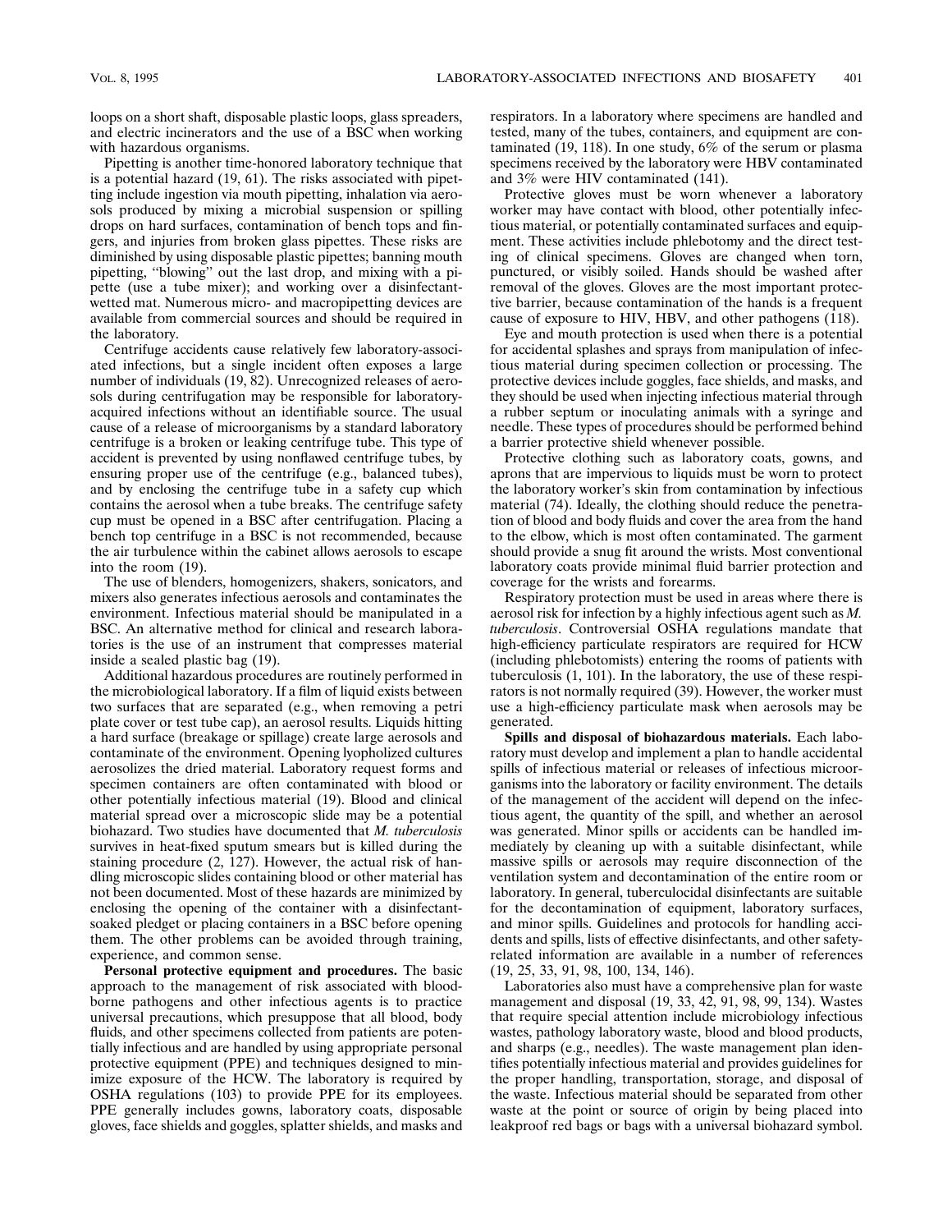loops on a short shaft, disposable plastic loops, glass spreaders, and electric incinerators and the use of a BSC when working with hazardous organisms.

Pipetting is another time-honored laboratory technique that is a potential hazard (19, 61). The risks associated with pipetting include ingestion via mouth pipetting, inhalation via aerosols produced by mixing a microbial suspension or spilling drops on hard surfaces, contamination of bench tops and fingers, and injuries from broken glass pipettes. These risks are diminished by using disposable plastic pipettes; banning mouth pipetting, "blowing" out the last drop, and mixing with a pipette (use a tube mixer); and working over a disinfectant-wetted mat. Numerous micro- and macropipetting devices are available from commercial sources and should be required in the laboratory.

Centrifuge accidents cause relatively few laboratory-associated infections, but a single incident often exposes a large number of individuals (19, 82). Unrecognized releases of aerosols during centrifugation may be responsible for laboratory-acquired infections without an identifiable source. The usual cause of a release of microorganisms by a standard laboratory centrifuge is a broken or leaking centrifuge tube. This type of accident is prevented by using nonflawed centrifuge tubes, by ensuring proper use of the centrifuge (e.g., balanced tubes), and by enclosing the centrifuge tube in a safety cup which contains the aerosol when a tube breaks. The centrifuge safety cup must be opened in a BSC after centrifugation. Placing a bench top centrifuge in a BSC is not recommended, because the air turbulence within the cabinet allows aerosols to escape into the room (19).

The use of blenders, homogenizers, shakers, sonicators, and mixers also generates infectious aerosols and contaminates the environment. Infectious material should be manipulated in a BSC. An alternative method for clinical and research laboratories is the use of an instrument that compresses material inside a sealed plastic bag (19).

Additional hazardous procedures are routinely performed in the microbiological laboratory. If a film of liquid exists between two surfaces that are separated (e.g., when removing a petri plate cover or test tube cap), an aerosol results. Liquids hitting a hard surface (breakage or spillage) create large aerosols and contaminate of the environment. Opening lyopholized cultures aerosolizes the dried material. Laboratory request forms and specimen containers are often contaminated with blood or other potentially infectious material (19). Blood and clinical material spread over a microscopic slide may be a potential biohazard. Two studies have documented that *M. tuberculosis* survives in heat-fixed sputum smears but is killed during the staining procedure (2, 127). However, the actual risk of handling microscopic slides containing blood or other material has not been documented. Most of these hazards are minimized by enclosing the opening of the container with a disinfectant-soaked pledget or placing containers in a BSC before opening them. The other problems can be avoided through training, experience, and common sense.

**Personal protective equipment and procedures.** The basic approach to the management of risk associated with blood-borne pathogens and other infectious agents is to practice universal precautions, which presuppose that all blood, body fluids, and other specimens collected from patients are potentially infectious and are handled by using appropriate personal protective equipment (PPE) and techniques designed to minimize exposure of the HCW. The laboratory is required by OSHA regulations (103) to provide PPE for its employees. PPE generally includes gowns, laboratory coats, disposable gloves, face shields and goggles, splatter shields, and masks and respirators. In a laboratory where specimens are handled and tested, many of the tubes, containers, and equipment are contaminated (19, 118). In one study, 6% of the serum or plasma specimens received by the laboratory were HBV contaminated and 3% were HIV contaminated (141).

Protective gloves must be worn whenever a laboratory worker may have contact with blood, other potentially infectious material, or potentially contaminated surfaces and equipment. These activities include phlebotomy and the direct testing of clinical specimens. Gloves are changed when torn, punctured, or visibly soiled. Hands should be washed after removal of the gloves. Gloves are the most important protective barrier, because contamination of the hands is a frequent cause of exposure to HIV, HBV, and other pathogens (118).

Eye and mouth protection is used when there is a potential for accidental splashes and sprays from manipulation of infectious material during specimen collection or processing. The protective devices include goggles, face shields, and masks, and they should be used when injecting infectious material through a rubber septum or inoculating animals with a syringe and needle. These types of procedures should be performed behind a barrier protective shield whenever possible.

Protective clothing such as laboratory coats, gowns, and aprons that are impervious to liquids must be worn to protect the laboratory worker's skin from contamination by infectious material (74). Ideally, the clothing should reduce the penetration of blood and body fluids and cover the area from the hand to the elbow, which is most often contaminated. The garment should provide a snug fit around the wrists. Most conventional laboratory coats provide minimal fluid barrier protection and coverage for the wrists and forearms.

Respiratory protection must be used in areas where there is aerosol risk for infection by a highly infectious agent such as *M. tuberculosis*. Controversial OSHA regulations mandate that high-efficiency particulate respirators are required for HCW (including phlebotomists) entering the rooms of patients with tuberculosis (1, 101). In the laboratory, the use of these respirators is not normally required (39). However, the worker must use a high-efficiency particulate mask when aerosols may be generated.

**Spills and disposal of biohazardous materials.** Each laboratory must develop and implement a plan to handle accidental spills of infectious material or releases of infectious microorganisms into the laboratory or facility environment. The details of the management of the accident will depend on the infectious agent, the quantity of the spill, and whether an aerosol was generated. Minor spills or accidents can be handled immediately by cleaning up with a suitable disinfectant, while massive spills or aerosols may require disconnection of the ventilation system and decontamination of the entire room or laboratory. In general, tuberculocidal disinfectants are suitable for the decontamination of equipment, laboratory surfaces, and minor spills. Guidelines and protocols for handling accidents and spills, lists of effective disinfectants, and other safety-related information are available in a number of references (19, 25, 33, 91, 98, 100, 134, 146).

Laboratories also must have a comprehensive plan for waste management and disposal (19, 33, 42, 91, 98, 99, 134). Wastes that require special attention include microbiology infectious wastes, pathology laboratory waste, blood and blood products, and sharps (e.g., needles). The waste management plan identifies potentially infectious material and provides guidelines for the proper handling, transportation, storage, and disposal of the waste. Infectious material should be separated from other waste at the point or source of origin by being placed into leakproof red bags or bags with a universal biohazard symbol.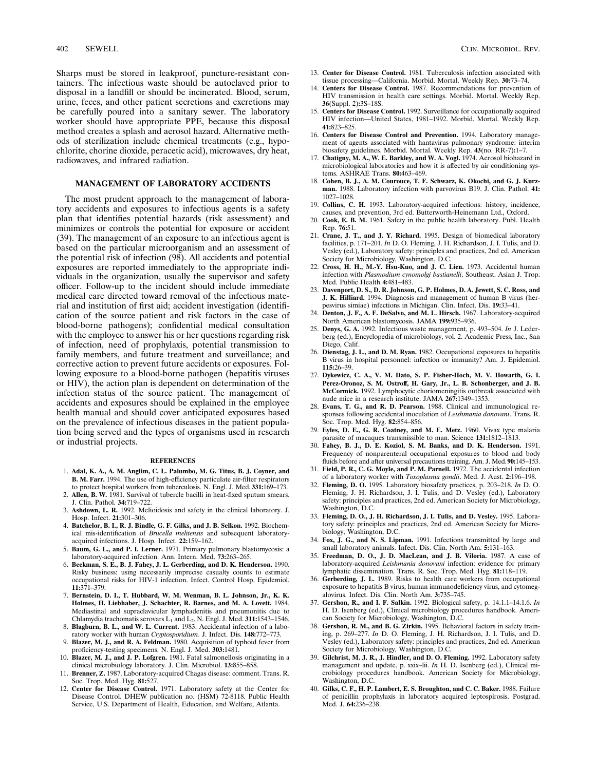Sharps must be stored in leakproof, puncture-resistant containers. The infectious waste should be autoclaved prior to disposal in a landfill or should be incinerated. Blood, serum, urine, feces, and other patient secretions and excretions may be carefully poured into a sanitary sewer. The laboratory worker should have appropriate PPE, because this disposal method creates a splash and aerosol hazard. Alternative methods of sterilization include chemical treatments (e.g., hypochlorite, chorine dioxide, peracetic acid), microwaves, dry heat, radiowaves, and infrared radiation.

## MANAGEMENT OF LABORATORY ACCIDENTS

The most prudent approach to the management of laboratory accidents and exposures to infectious agents is a safety plan that identifies potential hazards (risk assessment) and minimizes or controls the potential for exposure or accident (39). The management of an exposure to an infectious agent is based on the particular microorganism and an assessment of the potential risk of infection (98). All accidents and potential exposures are reported immediately to the appropriate individuals in the organization, usually the supervisor and safety officer. Follow-up to the incident should include immediate medical care directed toward removal of the infectious material and institution of first aid; accident investigation (identification of the source patient and risk factors in the case of blood-borne pathogens); confidential medical consultation with the employee to answer his or her questions regarding risk of infection, need of prophylaxis, potential transmission to family members, and future treatment and surveillance; and corrective action to prevent future accidents or exposures. Following exposure to a blood-borne pathogen (hepatitis viruses or HIV), the action plan is dependent on determination of the infection status of the source patient. The management of accidents and exposures should be explained in the employee health manual and should cover anticipated exposures based on the prevalence of infectious diseases in the patient population being served and the types of organisms used in research or industrial projects.

### REFERENCES

1. **Adal, K. A., A. M. Anglim, C. L. Palumbo, M. G. Titus, B. J. Coyner, and B. M. Farr.** 1994. The use of high-efficiency particulate air-filter respirators to protect hospital workers from tuberculosis. N. Engl. J. Med. **331:**169–173.
2. **Allen, B. W.** 1981. Survival of tubercle bacilli in heat-fixed sputum smears. J. Clin. Pathol. **34:**719–722.
3. **Ashdown, L. R.** 1992. Melioidosis and safety in the clinical laboratory. J. Hosp. Infect. **21:**301–306.
4. **Batchelor, B. I., R. J. Bindle, G. F. Gilks, and J. B. Selkon.** 1992. Biochemical mis-identification of *Brucella melitensis* and subsequent laboratory-acquired infections. J. Hosp. Infect. **22:**159–162.
5. **Baum, G. L., and P. I. Lerner.** 1971. Primary pulmonary blastomycosis: a laboratory-acquired infection. Ann. Intern. Med. **73:**263–265.
6. **Beekman, S. E., B. J. Fahey, J. L. Gerberding, and D. K. Henderson.** 1990. Risky business: using necessarily imprecise casualty counts to estimate occupational risks for HIV-1 infection. Infect. Control Hosp. Epidemiol. **11:**371–379.
7. **Bernstein, D. I., T. Hubbard, W. M. Wenman, B. L. Johnson, Jr., K. K. Holmes, H. Liebhaber, J. Schachter, R. Barnes, and M. A. Lovett.** 1984. Mediastinal and supraclavicular lymphadenitis and pneumonitis due to Chlamydia trachomatis serovars $L_1$ and $L_2$. N. Engl. J. Med. **311:**1543–1546.
8. **Blagburn, B. L., and W. L. Current.** 1983. Accidental infection of a laboratory worker with human *Cryptosporidium*. J. Infect. Dis. **148:**772–773.
9. **Blazer, M. J., and R. A. Feldman.** 1980. Acquisition of typhoid fever from proficiency-testing specimens. N. Engl. J. Med. **303:**1481.
10. **Blazer, M. J., and J. P. Lofgren.** 1981. Fatal salmonellosis originating in a clinical microbiology laboratory. J. Clin. Microbiol. **13:**855–858.
11. **Brenner, Z.** 1987. Laboratory-acquired Chagas disease: comment. Trans. R. Soc. Trop. Med. Hyg. **81:**527.
12. **Center for Disease Control.** 1971. Laboratory safety at the Center for Disease Control. DHEW publication no. (HSM) 72-8118. Public Health Service, U.S. Department of Health, Education, and Welfare, Atlanta.
13. **Center for Disease Control.** 1981. Tuberculosis infection associated with tissue processing—California. Morbid. Mortal. Weekly Rep. **30:**73–74.
14. **Centers for Disease Control.** 1987. Recommendations for prevention of HIV transmission in health care settings. Morbid. Mortal. Weekly Rep. **36**(Suppl. 2)**:**3S–18S.
15. **Centers for Disease Control.** 1992. Surveillance for occupationally acquired HIV infection—United States, 1981–1992. Morbid. Mortal. Weekly Rep. **41:**823–825.
16. **Centers for Disease Control and Prevention.** 1994. Laboratory management of agents associated with hantavirus pulmonary syndrome: interim biosafety guidelines. Morbid. Mortal. Weekly Rep. **43**(no. RR-7)**:**1–7.
17. **Chatigny, M. A., W. E. Barkley, and W. A. Vogl.** 1974. Aerosol biohazard in microbiological laboratories and how it is affected by air conditioning systems. ASHRAE Trans. **80:**463–469.
18. **Cohen, B. J., A. M. Courouce, T. F. Schwarz, K. Okochi, and G. J. Kurzman.** 1988. Laboratory infection with parvovirus B19. J. Clin. Pathol. **41:**1027–1028.
19. **Collins, C. H.** 1993. Laboratory-acquired infections: history, incidence, causes, and prevention, 3rd ed. Butterworth-Heinemann Ltd., Oxford.
20. **Cook, E. B. M.** 1961. Safety in the public health laboratory. Publ. Health Rep. **76:**51.
21. **Crane, J. T., and J. Y. Richard.** 1995. Design of biomedical laboratory facilities, p. 171–201. *In* D. O. Fleming, J. H. Richardson, J. I. Tulis, and D. Vesley (ed.), Laboratory safety: principles and practices, 2nd ed. American Society for Microbiology, Washington, D.C.
22. **Cross, H. H., M.-Y. Hsu-Kuo, and J. C. Lien.** 1973. Accidental human infection with *Plasmodium cynomolgi bastianelli*. Southeast. Asian J. Trop. Med. Public Health **4:**481–483.
23. **Davenport, D. S., D. R. Johnson, G. P. Holmes, D. A. Jewett, S. C. Ross, and J. K. Hilliard.** 1994. Diagnosis and management of human B virus (herpesvirus simiae) infections in Michigan. Clin. Infect. Dis. **19:**33–41.
24. **Denton, J. F., A. F. DeSalvo, and M. L. Hirsch.** 1967. Laboratory-acquired North American blastomycosis. JAMA **199:**935–936.
25. **Denys, G. A.** 1992. Infectious waste management, p. 493–504. *In* J. Lederberg (ed.), Encyclopedia of microbiology, vol. 2. Academic Press, Inc., San Diego, Calif.
26. **Dienstag, J. L., and D. M. Ryan.** 1982. Occupational exposures to hepatitis B virus in hospital personnel: infection or immunity? Am. J. Epidemiol. **115:**26–39.
27. **Dykewicz, C. A., V. M. Dato, S. P. Fisher-Hoch, M. V. Howarth, G. I. Perez-Oronoz, S. M. Ostroff, H. Gary, Jr., L. B. Schonberger, and J. B. McCormick.** 1992. Lymphocytic choriomeningitis outbreak associated with nude mice in a research institute. JAMA **267:**1349–1353.
28. **Evans, T. G., and R. D. Pearson.** 1988. Clinical and immunological responses following accidental inoculation of *Leishmania donovani*. Trans. R. Soc. Trop. Med. Hyg. **82:**854–856.
29. **Eyles, D. E., G. R. Coatney, and M. E. Metz.** 1960. Vivax type malaria parasite of macaques transmissible to man. Science **131:**1812–1813.
30. **Fahey, B. J., D. E. Koziol, S. M. Banks, and D. K. Henderson.** 1991. Frequency of nonparenteral occupational exposures to blood and body fluids before and after universal precautions training. Am. J. Med. **90:**145–153.
31. **Field, P. R., C. G. Moyle, and P. M. Parnell.** 1972. The accidental infection of a laboratory worker with *Toxoplasma gondii*. Med. J. Aust. **2:**196–198.
32. **Fleming, D. O.** 1995. Laboratory biosafety practices, p. 203–218. *In* D. O. Fleming, J. H. Richardson, J. I. Tulis, and D. Vesley (ed.), Laboratory safety: principles and practices, 2nd ed. American Society for Microbiology, Washington, D.C.
33. **Fleming, D. O., J. H. Richardson, J. I. Tulis, and D. Vesley.** 1995. Laboratory safety: principles and practices, 2nd ed. American Society for Microbiology, Washington, D.C.
34. **Fox, J. G., and N. S. Lipman.** 1991. Infections transmitted by large and small laboratory animals. Infect. Dis. Clin. North Am. **5:**131–163.
35. **Freedman, D. O., J. D. MacLean, and J. B. Viloria.** 1987. A case of laboratory-acquired *Leishmania donovani* infection: evidence for primary lymphatic dissemination. Trans. R. Soc. Trop. Med. Hyg. **81:**118–119.
36. **Gerberding, J. L.** 1989. Risks to health care workers from occupational exposure to hepatitis B virus, human immunodeficiency virus, and cytomegalovirus. Infect. Dis. Clin. North Am. **3:**735–745.
37. **Gershon, R., and I. F. Salkin.** 1992. Biological safety, p. 14.1.1–14.1.6. *In* H. D. Isenberg (ed.), Clinical microbiology procedures handbook. American Society for Microbiology, Washington, D.C.
38. **Gershon, R. M., and B. G. Zirkin.** 1995. Behavioral factors in safety training, p. 269–277. *In* D. O. Fleming, J. H. Richardson, J. I. Tulis, and D. Vesley (ed.), Laboratory safety: principles and practices, 2nd ed. American Society for Microbiology, Washington, D.C.
39. **Gilchrist, M. J. R., J. Hindler, and D. O. Fleming.** 1992. Laboratory safety management and update, p. xxix–lii. *In* H. D. Isenberg (ed.), Clinical microbiology procedures handbook. American Society for Microbiology, Washington, D.C.
40. **Gilks, C. F., H. P. Lambert, E. S. Broughton, and C. C. Baker.** 1988. Failure of penicillin prophylaxis in laboratory acquired leptospirosis. Postgrad. Med. J. **64:**236–238.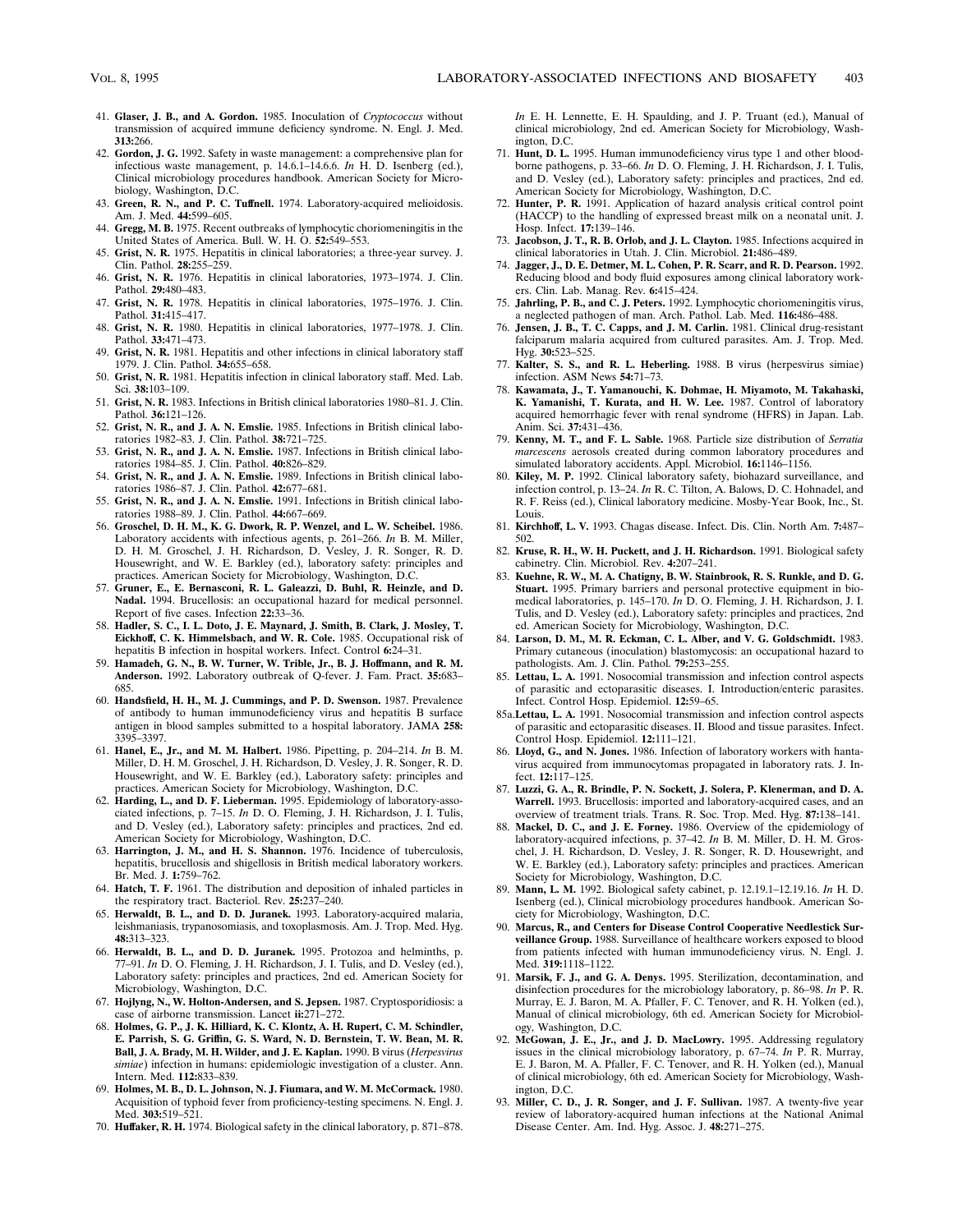41. **Glaser, J. B., and A. Gordon.** 1985. Inoculation of *Cryptococcus* without transmission of acquired immune deficiency syndrome. N. Engl. J. Med. **313:**266.
42. **Gordon, J. G.** 1992. Safety in waste management: a comprehensive plan for infectious waste management, p. 14.6.1–14.6.6. *In* H. D. Isenberg (ed.), Clinical microbiology procedures handbook. American Society for Microbiology, Washington, D.C.
43. **Green, R. N., and P. C. Tuffnell.** 1974. Laboratory-acquired melioidosis. Am. J. Med. **44:**599–605.
44. **Gregg, M. B.** 1975. Recent outbreaks of lymphocytic choriomeningitis in the United States of America. Bull. W. H. O. **52:**549–553.
45. **Grist, N. R.** 1975. Hepatitis in clinical laboratories; a three-year survey. J. Clin. Pathol. **28:**255–259.
46. **Grist, N. R.** 1976. Hepatitis in clinical laboratories, 1973–1974. J. Clin. Pathol. **29:**480–483.
47. **Grist, N. R.** 1978. Hepatitis in clinical laboratories, 1975–1976. J. Clin. Pathol. **31:**415–417.
48. **Grist, N. R.** 1980. Hepatitis in clinical laboratories, 1977–1978. J. Clin. Pathol. **33:**471–473.
49. **Grist, N. R.** 1981. Hepatitis and other infections in clinical laboratory staff 1979. J. Clin. Pathol. **34:**655–658.
50. **Grist, N. R.** 1981. Hepatitis infection in clinical laboratory staff. Med. Lab. Sci. **38:**103–109.
51. **Grist, N. R.** 1983. Infections in British clinical laboratories 1980–81. J. Clin. Pathol. **36:**121–126.
52. **Grist, N. R., and J. A. N. Emslie.** 1985. Infections in British clinical laboratories 1982–83. J. Clin. Pathol. **38:**721–725.
53. **Grist, N. R., and J. A. N. Emslie.** 1987. Infections in British clinical laboratories 1984–85. J. Clin. Pathol. **40:**826–829.
54. **Grist, N. R., and J. A. N. Emslie.** 1989. Infections in British clinical laboratories 1986–87. J. Clin. Pathol. **42:**677–681.
55. **Grist, N. R., and J. A. N. Emslie.** 1991. Infections in British clinical laboratories 1988–89. J. Clin. Pathol. **44:**667–669.
56. **Groschel, D. H. M., K. G. Dwork, R. P. Wenzel, and L. W. Scheibel.** 1986. Laboratory accidents with infectious agents, p. 261–266. *In* B. M. Miller, D. H. M. Groschel, J. H. Richardson, D. Vesley, J. R. Songer, R. D. Housewright, and W. E. Barkley (ed.), laboratory safety: principles and practices. American Society for Microbiology, Washington, D.C.
57. **Gruner, E., E. Bernasconi, R. L. Galeazzi, D. Buhl, R. Heinzle, and D. Nadal.** 1994. Brucellosis: an occupational hazard for medical personnel. Report of five cases. Infection **22:**33–36.
58. **Hadler, S. C., I. L. Doto, J. E. Maynard, J. Smith, B. Clark, J. Mosley, T. Eickhoff, C. K. Himmelsbach, and W. R. Cole.** 1985. Occupational risk of hepatitis B infection in hospital workers. Infect. Control **6:**24–31.
59. **Hamadeh, G. N., B. W. Turner, W. Trible, Jr., B. J. Hoffmann, and R. M. Anderson.** 1992. Laboratory outbreak of Q-fever. J. Fam. Pract. **35:**683–685.
60. **Handsfield, H. H., M. J. Cummings, and P. D. Swenson.** 1987. Prevalence of antibody to human immunodeficiency virus and hepatitis B surface antigen in blood samples submitted to a hospital laboratory. JAMA **258:** 3395–3397.
61. **Hanel, E., Jr., and M. M. Halbert.** 1986. Pipetting, p. 204–214. *In* B. M. Miller, D. H. M. Groschel, J. H. Richardson, D. Vesley, J. R. Songer, R. D. Housewright, and W. E. Barkley (ed.), Laboratory safety: principles and practices. American Society for Microbiology, Washington, D.C.
62. **Harding, L., and D. F. Lieberman.** 1995. Epidemiology of laboratory-associated infections, p. 7–15. *In* D. O. Fleming, J. H. Richardson, J. I. Tulis, and D. Vesley (ed.), Laboratory safety: principles and practices, 2nd ed. American Society for Microbiology, Washington, D.C.
63. **Harrington, J. M., and H. S. Shannon.** 1976. Incidence of tuberculosis, hepatitis, brucellosis and shigellosis in British medical laboratory workers. Br. Med. J. **1:**759–762.
64. **Hatch, T. F.** 1961. The distribution and deposition of inhaled particles in the respiratory tract. Bacteriol. Rev. **25:**237–240.
65. **Herwaldt, B. L., and D. D. Juranek.** 1993. Laboratory-acquired malaria, leishmaniasis, trypanosomiasis, and toxoplasmosis. Am. J. Trop. Med. Hyg. **48:**313–323.
66. **Herwaldt, B. L., and D. D. Juranek.** 1995. Protozoa and helminths, p. 77–91. *In* D. O. Fleming, J. H. Richardson, J. I. Tulis, and D. Vesley (ed.), Laboratory safety: principles and practices, 2nd ed. American Society for Microbiology, Washington, D.C.
67. **Hojlyng, N., W. Holton-Andersen, and S. Jepsen.** 1987. Cryptosporidiosis: a case of airborne transmission. Lancet **ii:**271–272.
68. **Holmes, G. P., J. K. Hilliard, K. C. Klontz, A. H. Rupert, C. M. Schindler, E. Parrish, S. G. Griffin, G. S. Ward, N. D. Bernstein, T. W. Bean, M. R. Ball, J. A. Brady, M. H. Wilder, and J. E. Kaplan.** 1990. B virus (*Herpesvirus simiae*) infection in humans: epidemiologic investigation of a cluster. Ann. Intern. Med. **112:**833–839.
69. **Holmes, M. B., D. L. Johnson, N. J. Fiumara, and W. M. McCormack.** 1980. Acquisition of typhoid fever from proficiency-testing specimens. N. Engl. J. Med. **303:**519–521.
70. **Huffaker, R. H.** 1974. Biological safety in the clinical laboratory, p. 871–878. *In* E. H. Lennette, E. H. Spaulding, and J. P. Truant (ed.), Manual of clinical microbiology, 2nd ed. American Society for Microbiology, Washington, D.C.
71. **Hunt, D. L.** 1995. Human immunodeficiency virus type 1 and other bloodborne pathogens, p. 33–66. *In* D. O. Fleming, J. H. Richardson, J. I. Tulis, and D. Vesley (ed.), Laboratory safety: principles and practices, 2nd ed. American Society for Microbiology, Washington, D.C.
72. **Hunter, P. R.** 1991. Application of hazard analysis critical control point (HACCP) to the handling of expressed breast milk on a neonatal unit. J. Hosp. Infect. **17:**139–146.
73. **Jacobson, J. T., R. B. Orlob, and J. L. Clayton.** 1985. Infections acquired in clinical laboratories in Utah. J. Clin. Microbiol. **21:**486–489.
74. **Jagger, J., D. E. Detmer, M. L. Cohen, P. R. Scarr, and R. D. Pearson.** 1992. Reducing blood and body fluid exposures among clinical laboratory workers. Clin. Lab. Manag. Rev. **6:**415–424.
75. **Jahrling, P. B., and C. J. Peters.** 1992. Lymphocytic choriomeningitis virus, a neglected pathogen of man. Arch. Pathol. Lab. Med. **116:**486–488.
76. **Jensen, J. B., T. C. Capps, and J. M. Carlin.** 1981. Clinical drug-resistant falciparum malaria acquired from cultured parasites. Am. J. Trop. Med. Hyg. **30:**523–525.
77. **Kalter, S. S., and R. L. Heberling.** 1988. B virus (herpesvirus simiae) infection. ASM News **54:**71–73.
78. **Kawamata, J., T. Yamanouchi, K. Dohmae, H. Miyamoto, M. Takahaski, K. Yamanishi, T. Kurata, and H. W. Lee.** 1987. Control of laboratory acquired hemorrhagic fever with renal syndrome (HFRS) in Japan. Lab. Anim. Sci. **37:**431–436.
79. **Kenny, M. T., and F. L. Sable.** 1968. Particle size distribution of *Serratia marcescens* aerosols created during common laboratory procedures and simulated laboratory accidents. Appl. Microbiol. **16:**1146–1156.
80. **Kiley, M. P.** 1992. Clinical laboratory safety, biohazard surveillance, and infection control, p. 13–24. *In* R. C. Tilton, A. Balows, D. C. Hohnadel, and R. F. Reiss (ed.), Clinical laboratory medicine. Mosby-Year Book, Inc., St. Louis.
81. **Kirchhoff, L. V.** 1993. Chagas disease. Infect. Dis. Clin. North Am. **7:**487–502.
82. **Kruse, R. H., W. H. Puckett, and J. H. Richardson.** 1991. Biological safety cabinetry. Clin. Microbiol. Rev. **4:**207–241.
83. **Kuehne, R. W., M. A. Chatigny, B. W. Stainbrook, R. S. Runkle, and D. G. Stuart.** 1995. Primary barriers and personal protective equipment in biomedical laboratories, p. 145–170. *In* D. O. Fleming, J. H. Richardson, J. I. Tulis, and D. Vesley (ed.), Laboratory safety: principles and practices, 2nd ed. American Society for Microbiology, Washington, D.C.
84. **Larson, D. M., M. R. Eckman, C. L. Alber, and V. G. Goldschmidt.** 1983. Primary cutaneous (inoculation) blastomycosis: an occupational hazard to pathologists. Am. J. Clin. Pathol. **79:**253–255.
85. **Lettau, L. A.** 1991. Nosocomial transmission and infection control aspects of parasitic and ectoparasitic diseases. I. Introduction/enteric parasites. Infect. Control Hosp. Epidemiol. **12:**59–65.

85a. **Lettau, L. A.** 1991. Nosocomial transmission and infection control aspects of parasitic and ectoparasitic diseases. II. Blood and tissue parasites. Infect. Control Hosp. Epidemiol. **12:**111–121.

86. **Lloyd, G., and N. Jones.** 1986. Infection of laboratory workers with hantavirus acquired from immunocytomas propagated in laboratory rats. J. Infect. **12:**117–125.
87. **Luzzi, G. A., R. Brindle, P. N. Sockett, J. Solera, P. Klenerman, and D. A. Warrell.** 1993. Brucellosis: imported and laboratory-acquired cases, and an overview of treatment trials. Trans. R. Soc. Trop. Med. Hyg. **87:**138–141.
88. **Mackel, D. C., and J. E. Forney.** 1986. Overview of the epidemiology of laboratory-acquired infections, p. 37–42. *In* B. M. Miller, D. H. M. Groschel, J. H. Richardson, D. Vesley, J. R. Songer, R. D. Housewright, and W. E. Barkley (ed.), Laboratory safety: principles and practices. American Society for Microbiology, Washington, D.C.
89. **Mann, L. M.** 1992. Biological safety cabinet, p. 12.19.1–12.19.16. *In* H. D. Isenberg (ed.), Clinical microbiology procedures handbook. American Society for Microbiology, Washington, D.C.
90. **Marcus, R., and Centers for Disease Control Cooperative Needlestick Surveillance Group.** 1988. Surveillance of healthcare workers exposed to blood from patients infected with human immunodeficiency virus. N. Engl. J. Med. **319:**1118–1122.
91. **Marsik, F. J., and G. A. Denys.** 1995. Sterilization, decontamination, and disinfection procedures for the microbiology laboratory, p. 86–98. *In* P. R. Murray, E. J. Baron, M. A. Pfaller, F. C. Tenover, and R. H. Yolken (ed.), Manual of clinical microbiology, 6th ed. American Society for Microbiology, Washington, D.C.
92. **McGowan, J. E., Jr., and J. D. MacLowry.** 1995. Addressing regulatory issues in the clinical microbiology laboratory, p. 67–74. *In* P. R. Murray, E. J. Baron, M. A. Pfaller, F. C. Tenover, and R. H. Yolken (ed.), Manual of clinical microbiology, 6th ed. American Society for Microbiology, Washington, D.C.
93. **Miller, C. D., J. R. Songer, and J. F. Sullivan.** 1987. A twenty-five year review of laboratory-acquired human infections at the National Animal Disease Center. Am. Ind. Hyg. Assoc. J. **48:**271–275.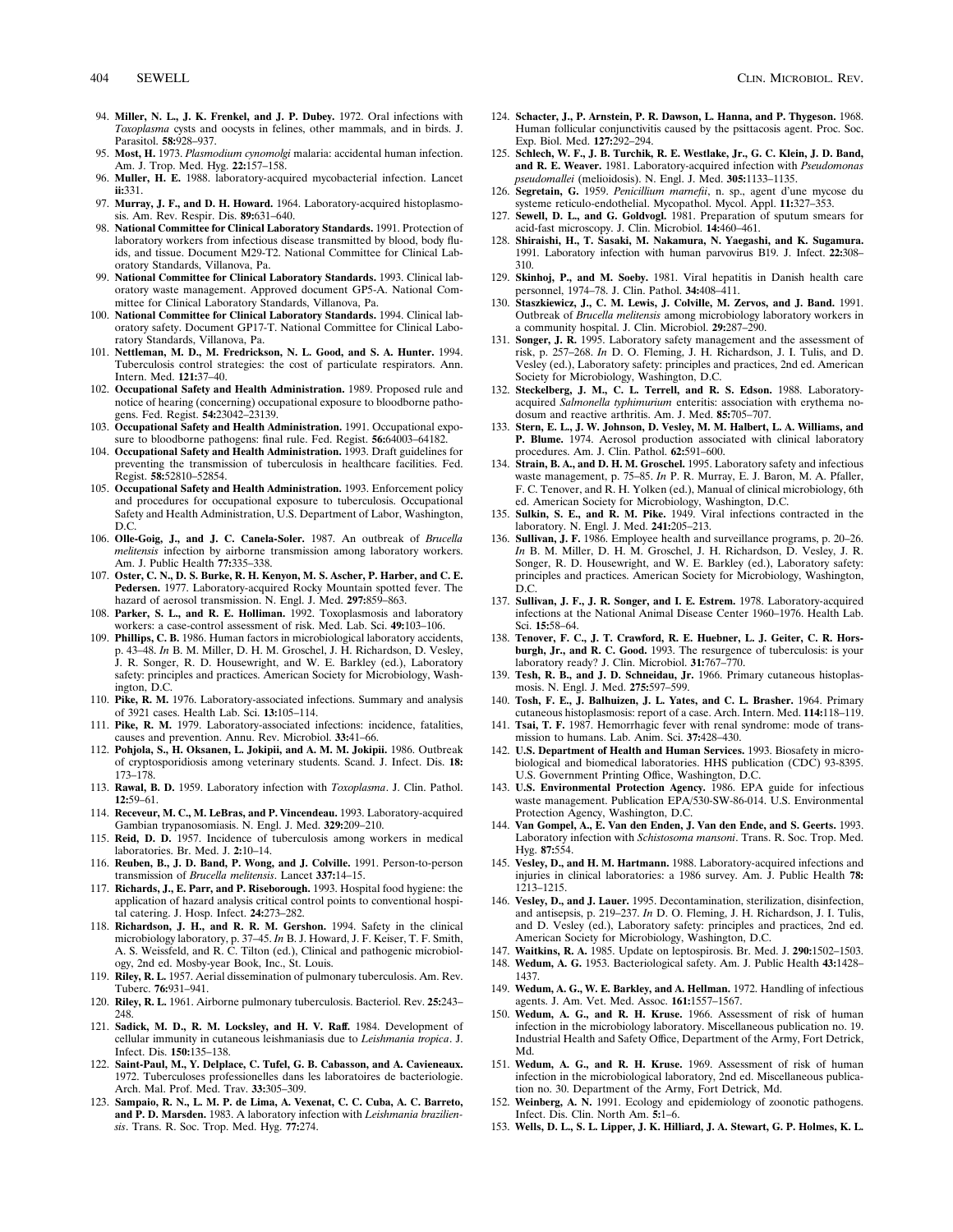94. **Miller, N. L., J. K. Frenkel, and J. P. Dubey.** 1972. Oral infections with *Toxoplasma* cysts and oocysts in felines, other mammals, and in birds. J. Parasitol. **58:**928–937.
95. **Most, H.** 1973. *Plasmodium cynomolgi* malaria: accidental human infection. Am. J. Trop. Med. Hyg. **22:**157–158.
96. **Muller, H. E.** 1988. laboratory-acquired mycobacterial infection. Lancet **ii:**331.
97. **Murray, J. F., and D. H. Howard.** 1964. Laboratory-acquired histoplasmosis. Am. Rev. Respir. Dis. **89:**631–640.
98. **National Committee for Clinical Laboratory Standards.** 1991. Protection of laboratory workers from infectious disease transmitted by blood, body fluids, and tissue. Document M29-T2. National Committee for Clinical Laboratory Standards, Villanova, Pa.
99. **National Committee for Clinical Laboratory Standards.** 1993. Clinical laboratory waste management. Approved document GP5-A. National Committee for Clinical Laboratory Standards, Villanova, Pa.
100. **National Committee for Clinical Laboratory Standards.** 1994. Clinical laboratory safety. Document GP17-T. National Committee for Clinical Laboratory Standards, Villanova, Pa.
101. **Nettleman, M. D., M. Fredrickson, N. L. Good, and S. A. Hunter.** 1994. Tuberculosis control strategies: the cost of particulate respirators. Ann. Intern. Med. **121:**37–40.
102. **Occupational Safety and Health Administration.** 1989. Proposed rule and notice of hearing (concerning) occupational exposure to bloodborne pathogens. Fed. Regist. **54:**23042–23139.
103. **Occupational Safety and Health Administration.** 1991. Occupational exposure to bloodborne pathogens: final rule. Fed. Regist. **56:**64003–64182.
104. **Occupational Safety and Health Administration.** 1993. Draft guidelines for preventing the transmission of tuberculosis in healthcare facilities. Fed. Regist. **58:**52810–52854.
105. **Occupational Safety and Health Administration.** 1993. Enforcement policy and procedures for occupational exposure to tuberculosis. Occupational Safety and Health Administration, U.S. Department of Labor, Washington, D.C.
106. **Olle-Goig, J., and J. C. Canela-Soler.** 1987. An outbreak of *Brucella melitensis* infection by airborne transmission among laboratory workers. Am. J. Public Health **77:**335–338.
107. **Oster, C. N., D. S. Burke, R. H. Kenyon, M. S. Ascher, P. Harber, and C. E. Pedersen.** 1977. Laboratory-acquired Rocky Mountain spotted fever. The hazard of aerosol transmission. N. Engl. J. Med. **297:**859–863.
108. **Parker, S. L., and R. E. Holliman.** 1992. Toxoplasmosis and laboratory workers: a case-control assessment of risk. Med. Lab. Sci. **49:**103–106.
109. **Phillips, C. B.** 1986. Human factors in microbiological laboratory accidents, p. 43–48. *In* B. M. Miller, D. H. M. Groschel, J. H. Richardson, D. Vesley, J. R. Songer, R. D. Housewright, and W. E. Barkley (ed.), Laboratory safety: principles and practices. American Society for Microbiology, Washington, D.C.
110. **Pike, R. M.** 1976. Laboratory-associated infections. Summary and analysis of 3921 cases. Health Lab. Sci. **13:**105–114.
111. **Pike, R. M.** 1979. Laboratory-associated infections: incidence, fatalities, causes and prevention. Annu. Rev. Microbiol. **33:**41–66.
112. **Pohjola, S., H. Oksanen, L. Jokipii, and A. M. M. Jokipii.** 1986. Outbreak of cryptosporidiosis among veterinary students. Scand. J. Infect. Dis. **18:** 173–178.
113. **Rawal, B. D.** 1959. Laboratory infection with *Toxoplasma*. J. Clin. Pathol. **12:**59–61.
114. **Receveur, M. C., M. LeBras, and P. Vincendeau.** 1993. Laboratory-acquired Gambian trypanosomiasis. N. Engl. J. Med. **329:**209–210.
115. **Reid, D. D.** 1957. Incidence of tuberculosis among workers in medical laboratories. Br. Med. J. **2:**10–14.
116. **Reuben, B., J. D. Band, P. Wong, and J. Colville.** 1991. Person-to-person transmission of *Brucella melitensis*. Lancet **337:**14–15.
117. **Richards, J., E. Parr, and P. Riseborough.** 1993. Hospital food hygiene: the application of hazard analysis critical control points to conventional hospital catering. J. Hosp. Infect. **24:**273–282.
118. **Richardson, J. H., and R. R. M. Gershon.** 1994. Safety in the clinical microbiology laboratory, p. 37–45. *In* B. J. Howard, J. F. Keiser, T. F. Smith, A. S. Weissfeld, and R. C. Tilton (ed.), Clinical and pathogenic microbiology, 2nd ed. Mosby-year Book, Inc., St. Louis.
119. **Riley, R. L.** 1957. Aerial dissemination of pulmonary tuberculosis. Am. Rev. Tuberc. **76:**931–941.
120. **Riley, R. L.** 1961. Airborne pulmonary tuberculosis. Bacteriol. Rev. **25:**243–248.
121. **Sadick, M. D., R. M. Locksley, and H. V. Raff.** 1984. Development of cellular immunity in cutaneous leishmaniasis due to *Leishmania tropica*. J. Infect. Dis. **150:**135–138.
122. **Saint-Paul, M., Y. Delplace, C. Tufel, G. B. Cabasson, and A. Cavieneaux.** 1972. Tuberculoses professionelles dans les laboratoires de bacteriologie. Arch. Mal. Prof. Med. Trav. **33:**305–309.
123. **Sampaio, R. N., L. M. P. de Lima, A. Vexenat, C. C. Cuba, A. C. Barreto, and P. D. Marsden.** 1983. A laboratory infection with *Leishmania braziliensis*. Trans. R. Soc. Trop. Med. Hyg. **77:**274.
124. **Schacter, J., P. Arnstein, P. R. Dawson, L. Hanna, and P. Thygeson.** 1968. Human follicular conjunctivitis caused by the psittacosis agent. Proc. Soc. Exp. Biol. Med. **127:**292–294.
125. **Schlech, W. F., J. B. Turchik, R. E. Westlake, Jr., G. C. Klein, J. D. Band, and R. E. Weaver.** 1981. Laboratory-acquired infection with *Pseudomonas pseudomallei* (melioidosis). N. Engl. J. Med. **305:**1133–1135.
126. **Segretain, G.** 1959. *Penicillium marnefii*, n. sp., agent d'une mycose du systeme reticulo-endothelial. Mycopathol. Mycol. Appl. **11:**327–353.
127. **Sewell, D. L., and G. Goldvogl.** 1981. Preparation of sputum smears for acid-fast microscopy. J. Clin. Microbiol. **14:**460–461.
128. **Shiraishi, H., T. Sasaki, M. Nakamura, N. Yaegashi, and K. Sugamura.** 1991. Laboratory infection with human parvovirus B19. J. Infect. **22:**308–310.
129. **Skinhoj, P., and M. Soeby.** 1981. Viral hepatitis in Danish health care personnel, 1974–78. J. Clin. Pathol. **34:**408–411.
130. **Staszkiewicz, J., C. M. Lewis, J. Colville, M. Zervos, and J. Band.** 1991. Outbreak of *Brucella melitensis* among microbiology laboratory workers in a community hospital. J. Clin. Microbiol. **29:**287–290.
131. **Songer, J. R.** 1995. Laboratory safety management and the assessment of risk, p. 257–268. *In* D. O. Fleming, J. H. Richardson, J. I. Tulis, and D. Vesley (ed.), Laboratory safety: principles and practices, 2nd ed. American Society for Microbiology, Washington, D.C.
132. **Steckelberg, J. M., C. L. Terrell, and R. S. Edson.** 1988. Laboratory-acquired *Salmonella typhimurium* enteritis: association with erythema nodosum and reactive arthritis. Am. J. Med. **85:**705–707.
133. **Stern, E. L., J. W. Johnson, D. Vesley, M. M. Halbert, L. A. Williams, and P. Blume.** 1974. Aerosol production associated with clinical laboratory procedures. Am. J. Clin. Pathol. **62:**591–600.
134. **Strain, B. A., and D. H. M. Groschel.** 1995. Laboratory safety and infectious waste management, p. 75–85. *In* P. R. Murray, E. J. Baron, M. A. Pfaller, F. C. Tenover, and R. H. Yolken (ed.), Manual of clinical microbiology, 6th ed. American Society for Microbiology, Washington, D.C.
135. **Sulkin, S. E., and R. M. Pike.** 1949. Viral infections contracted in the laboratory. N. Engl. J. Med. **241:**205–213.
136. **Sullivan, J. F.** 1986. Employee health and surveillance programs, p. 20–26. *In* B. M. Miller, D. H. M. Groschel, J. H. Richardson, D. Vesley, J. R. Songer, R. D. Housewright, and W. E. Barkley (ed.), Laboratory safety: principles and practices. American Society for Microbiology, Washington, D.C.
137. **Sullivan, J. F., J. R. Songer, and I. E. Estrem.** 1978. Laboratory-acquired infections at the National Animal Disease Center 1960–1976. Health Lab. Sci. **15:**58–64.
138. **Tenover, F. C., J. T. Crawford, R. E. Huebner, L. J. Geiter, C. R. Horsburgh, Jr., and R. C. Good.** 1993. The resurgence of tuberculosis: is your laboratory ready? J. Clin. Microbiol. **31:**767–770.
139. **Tesh, R. B., and J. D. Schneidau, Jr.** 1966. Primary cutaneous histoplasmosis. N. Engl. J. Med. **275:**597–599.
140. **Tosh, F. E., J. Balhuizen, J. L. Yates, and C. L. Brasher.** 1964. Primary cutaneous histoplasmosis: report of a case. Arch. Intern. Med. **114:**118–119.
141. **Tsai, T. F.** 1987. Hemorrhagic fever with renal syndrome: mode of transmission to humans. Lab. Anim. Sci. **37:**428–430.
142. **U.S. Department of Health and Human Services.** 1993. Biosafety in microbiological and biomedical laboratories. HHS publication (CDC) 93-8395. U.S. Government Printing Office, Washington, D.C.
143. **U.S. Environmental Protection Agency.** 1986. EPA guide for infectious waste management. Publication EPA/530-SW-86-014. U.S. Environmental Protection Agency, Washington, D.C.
144. **Van Gompel, A., E. Van den Enden, J. Van den Ende, and S. Geerts.** 1993. Laboratory infection with *Schistosoma mansoni*. Trans. R. Soc. Trop. Med. Hyg. **87:**554.
145. **Vesley, D., and H. M. Hartmann.** 1988. Laboratory-acquired infections and injuries in clinical laboratories: a 1986 survey. Am. J. Public Health **78:** 1213–1215.
146. **Vesley, D., and J. Lauer.** 1995. Decontamination, sterilization, disinfection, and antisepsis, p. 219–237. *In* D. O. Fleming, J. H. Richardson, J. I. Tulis, and D. Vesley (ed.), Laboratory safety: principles and practices, 2nd ed. American Society for Microbiology, Washington, D.C.
147. **Waitkins, R. A.** 1985. Update on leptospirosis. Br. Med. J. **290:**1502–1503.
148. **Wedum, A. G.** 1953. Bacteriological safety. Am. J. Public Health **43:**1428–1437.
149. **Wedum, A. G., W. E. Barkley, and A. Hellman.** 1972. Handling of infectious agents. J. Am. Vet. Med. Assoc. **161:**1557–1567.
150. **Wedum, A. G., and R. H. Kruse.** 1966. Assessment of risk of human infection in the microbiology laboratory. Miscellaneous publication no. 19. Industrial Health and Safety Office, Department of the Army, Fort Detrick, Md.
151. **Wedum, A. G., and R. H. Kruse.** 1969. Assessment of risk of human infection in the microbiological laboratory, 2nd ed. Miscellaneous publication no. 30. Department of the Army, Fort Detrick, Md.
152. **Weinberg, A. N.** 1991. Ecology and epidemiology of zoonotic pathogens. Infect. Dis. Clin. North Am. **5:**1–6.
153. **Wells, D. L., S. L. Lipper, J. K. Hilliard, J. A. Stewart, G. P. Holmes, K. L.**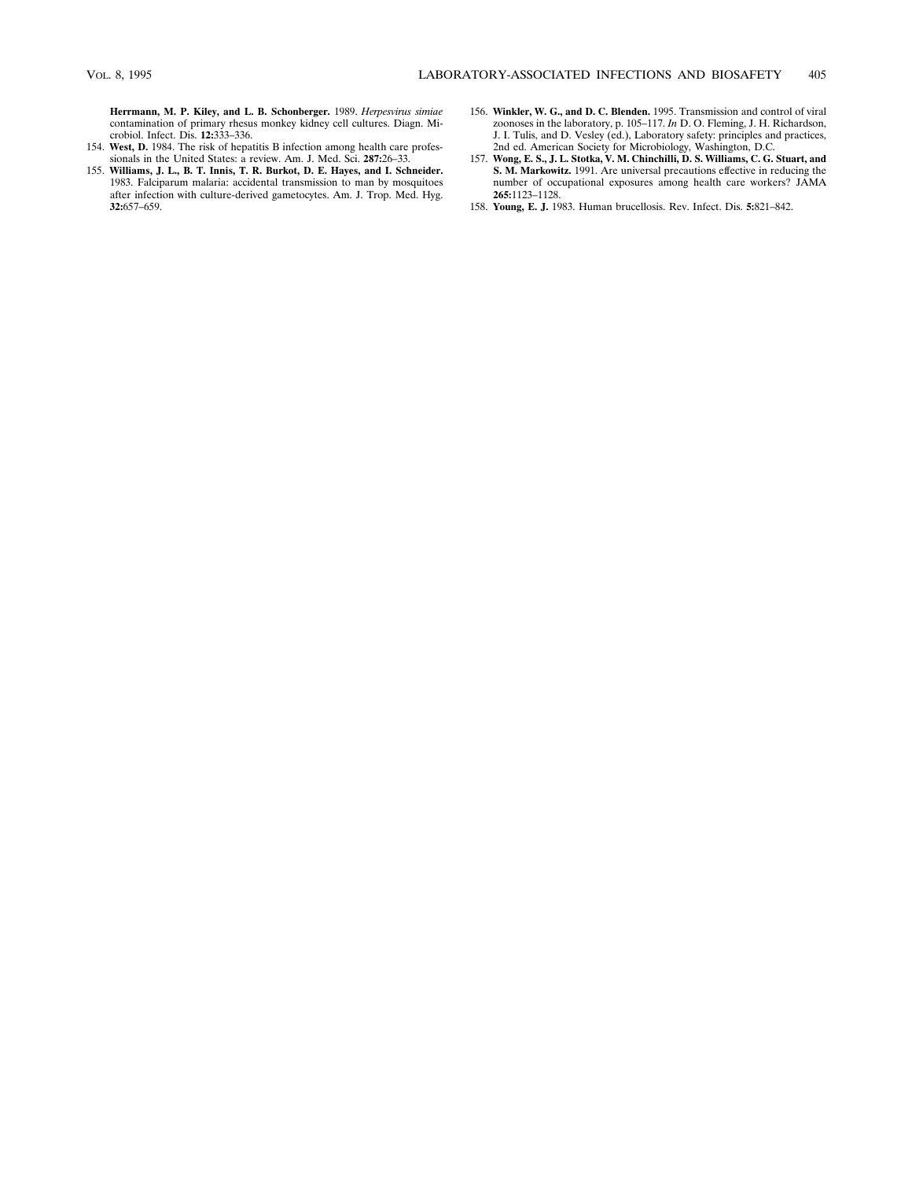Herrmann, M. P. Kiley, and L. B. Schonberger.** 1989. *Herpesvirus simiae* contamination of primary rhesus monkey kidney cell cultures. Diagn. Microbiol. Infect. Dis. **12:**333–336.

154. **West, D.** 1984. The risk of hepatitis B infection among health care professionals in the United States: a review. Am. J. Med. Sci. **287:**26–33.
155. **Williams, J. L., B. T. Innis, T. R. Burkot, D. E. Hayes, and I. Schneider.** 1983. Falciparum malaria: accidental transmission to man by mosquitoes after infection with culture-derived gametocytes. Am. J. Trop. Med. Hyg. **32:**657–659.
156. **Winkler, W. G., and D. C. Blenden.** 1995. Transmission and control of viral zoonoses in the laboratory, p. 105–117. *In* D. O. Fleming, J. H. Richardson, J. I. Tulis, and D. Vesley (ed.), Laboratory safety: principles and practices, 2nd ed. American Society for Microbiology, Washington, D.C.
157. **Wong, E. S., J. L. Stotka, V. M. Chinchilli, D. S. Williams, C. G. Stuart, and S. M. Markowitz.** 1991. Are universal precautions effective in reducing the number of occupational exposures among health care workers? JAMA **265:**1123–1128.
158. **Young, E. J.** 1983. Human brucellosis. Rev. Infect. Dis. **5:**821–842.